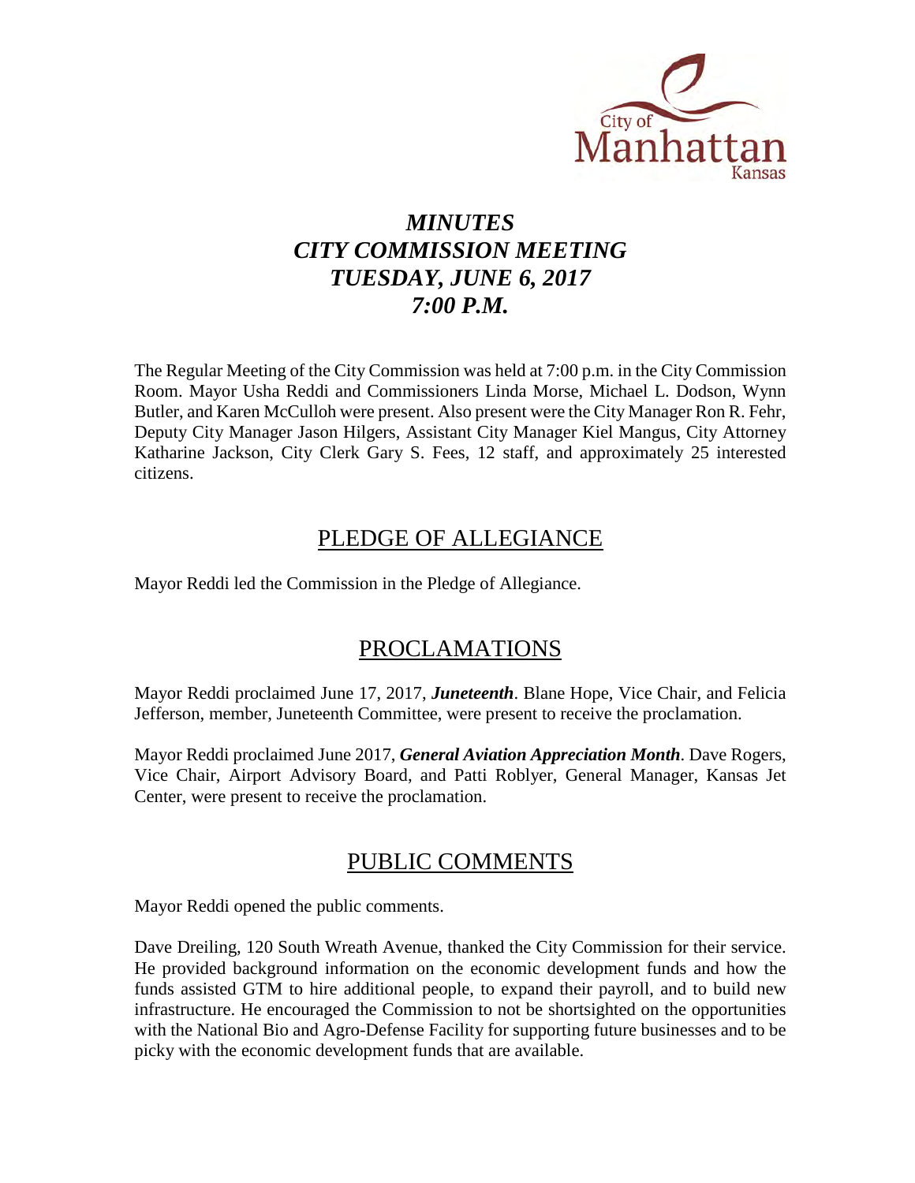# *MINUTES*
# *CITY COMMISSION MEETING*
# *TUESDAY, JUNE 6, 2017*
# *7:00 P.M.*

The Regular Meeting of the City Commission was held at 7:00 p.m. in the City Commission Room. Mayor Usha Reddi and Commissioners Linda Morse, Michael L. Dodson, Wynn Butler, and Karen McCulloh were present. Also present were the City Manager Ron R. Fehr, Deputy City Manager Jason Hilgers, Assistant City Manager Kiel Mangus, City Attorney Katharine Jackson, City Clerk Gary S. Fees, 12 staff, and approximately 25 interested citizens.

## PLEDGE OF ALLEGIANCE

Mayor Reddi led the Commission in the Pledge of Allegiance.

## PROCLAMATIONS

Mayor Reddi proclaimed June 17, 2017, ***Juneteenth***. Blane Hope, Vice Chair, and Felicia Jefferson, member, Juneteenth Committee, were present to receive the proclamation.

Mayor Reddi proclaimed June 2017, ***General Aviation Appreciation Month***. Dave Rogers, Vice Chair, Airport Advisory Board, and Patti Roblyer, General Manager, Kansas Jet Center, were present to receive the proclamation.

## PUBLIC COMMENTS

Mayor Reddi opened the public comments.

Dave Dreiling, 120 South Wreath Avenue, thanked the City Commission for their service. He provided background information on the economic development funds and how the funds assisted GTM to hire additional people, to expand their payroll, and to build new infrastructure. He encouraged the Commission to not be shortsighted on the opportunities with the National Bio and Agro-Defense Facility for supporting future businesses and to be picky with the economic development funds that are available.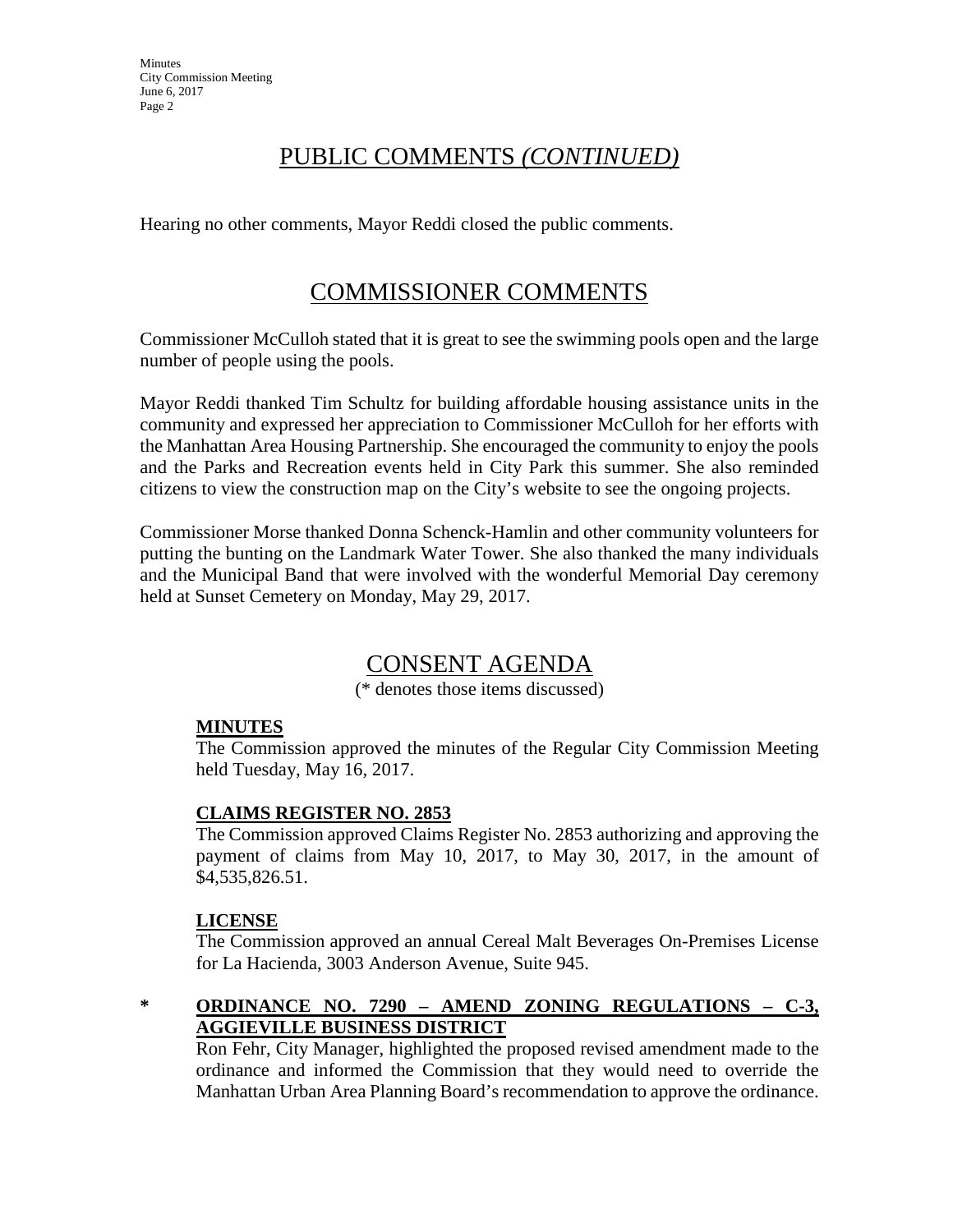## PUBLIC COMMENTS *(CONTINUED)*

Hearing no other comments, Mayor Reddi closed the public comments.

## COMMISSIONER COMMENTS

Commissioner McCulloh stated that it is great to see the swimming pools open and the large number of people using the pools.

Mayor Reddi thanked Tim Schultz for building affordable housing assistance units in the community and expressed her appreciation to Commissioner McCulloh for her efforts with the Manhattan Area Housing Partnership. She encouraged the community to enjoy the pools and the Parks and Recreation events held in City Park this summer. She also reminded citizens to view the construction map on the City's website to see the ongoing projects.

Commissioner Morse thanked Donna Schenck-Hamlin and other community volunteers for putting the bunting on the Landmark Water Tower. She also thanked the many individuals and the Municipal Band that were involved with the wonderful Memorial Day ceremony held at Sunset Cemetery on Monday, May 29, 2017.

## CONSENT AGENDA

(* denotes those items discussed)

**MINUTES**

The Commission approved the minutes of the Regular City Commission Meeting held Tuesday, May 16, 2017.

**CLAIMS REGISTER NO. 2853**

The Commission approved Claims Register No. 2853 authorizing and approving the payment of claims from May 10, 2017, to May 30, 2017, in the amount of $4,535,826.51.

**LICENSE**

The Commission approved an annual Cereal Malt Beverages On-Premises License for La Hacienda, 3003 Anderson Avenue, Suite 945.

\* **ORDINANCE NO. 7290 – AMEND ZONING REGULATIONS – C-3, AGGIEVILLE BUSINESS DISTRICT**

Ron Fehr, City Manager, highlighted the proposed revised amendment made to the ordinance and informed the Commission that they would need to override the Manhattan Urban Area Planning Board's recommendation to approve the ordinance.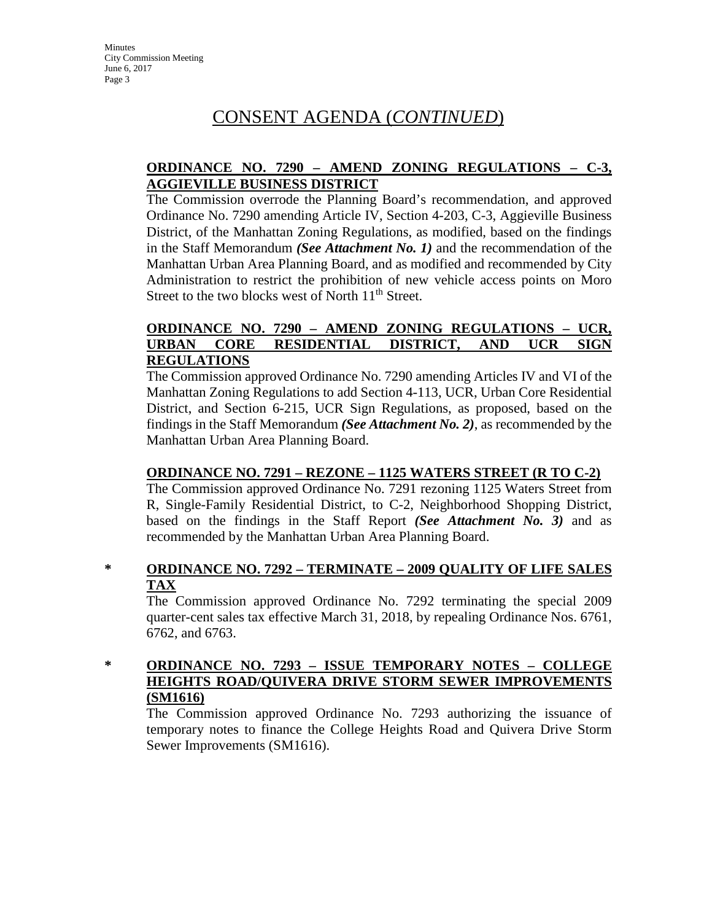# CONSENT AGENDA (*CONTINUED*)

**ORDINANCE NO. 7290 – AMEND ZONING REGULATIONS – C-3, AGGIEVILLE BUSINESS DISTRICT**

The Commission overrode the Planning Board's recommendation, and approved Ordinance No. 7290 amending Article IV, Section 4-203, C-3, Aggieville Business District, of the Manhattan Zoning Regulations, as modified, based on the findings in the Staff Memorandum ***(See Attachment No. 1)*** and the recommendation of the Manhattan Urban Area Planning Board, and as modified and recommended by City Administration to restrict the prohibition of new vehicle access points on Moro Street to the two blocks west of North 11th Street.

**ORDINANCE NO. 7290 – AMEND ZONING REGULATIONS – UCR, URBAN CORE RESIDENTIAL DISTRICT, AND UCR SIGN REGULATIONS**

The Commission approved Ordinance No. 7290 amending Articles IV and VI of the Manhattan Zoning Regulations to add Section 4-113, UCR, Urban Core Residential District, and Section 6-215, UCR Sign Regulations, as proposed, based on the findings in the Staff Memorandum ***(See Attachment No. 2)***, as recommended by the Manhattan Urban Area Planning Board.

**ORDINANCE NO. 7291 – REZONE – 1125 WATERS STREET (R TO C-2)**

The Commission approved Ordinance No. 7291 rezoning 1125 Waters Street from R, Single-Family Residential District, to C-2, Neighborhood Shopping District, based on the findings in the Staff Report ***(See Attachment No. 3)*** and as recommended by the Manhattan Urban Area Planning Board.

\* **ORDINANCE NO. 7292 – TERMINATE – 2009 QUALITY OF LIFE SALES TAX**

The Commission approved Ordinance No. 7292 terminating the special 2009 quarter-cent sales tax effective March 31, 2018, by repealing Ordinance Nos. 6761, 6762, and 6763.

\* **ORDINANCE NO. 7293 – ISSUE TEMPORARY NOTES – COLLEGE HEIGHTS ROAD/QUIVERA DRIVE STORM SEWER IMPROVEMENTS (SM1616)**

The Commission approved Ordinance No. 7293 authorizing the issuance of temporary notes to finance the College Heights Road and Quivera Drive Storm Sewer Improvements (SM1616).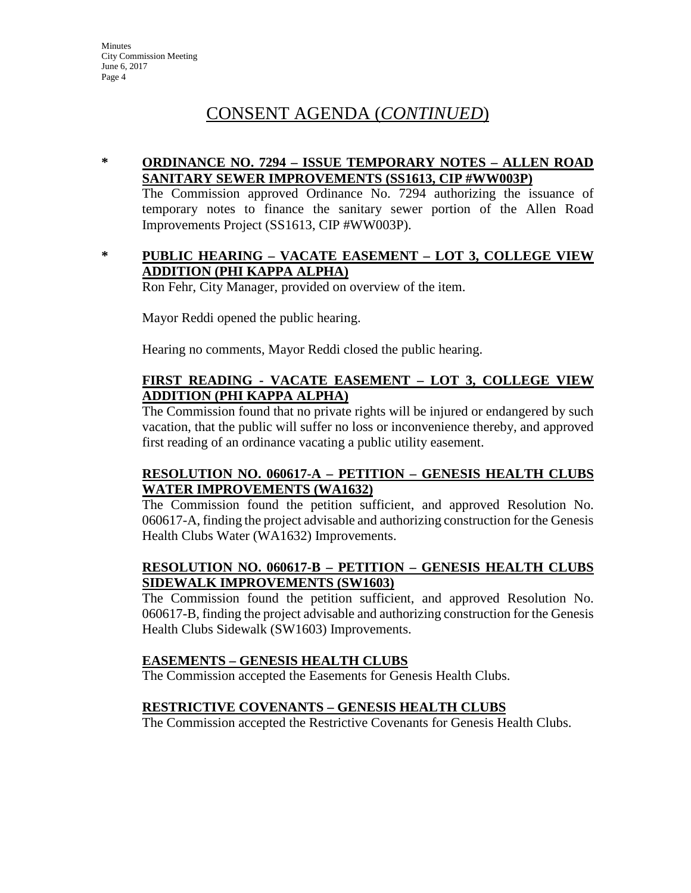# CONSENT AGENDA (*CONTINUED*)

\* **ORDINANCE NO. 7294 – ISSUE TEMPORARY NOTES – ALLEN ROAD SANITARY SEWER IMPROVEMENTS (SS1613, CIP #WW003P)**

The Commission approved Ordinance No. 7294 authorizing the issuance of temporary notes to finance the sanitary sewer portion of the Allen Road Improvements Project (SS1613, CIP #WW003P).

\* **PUBLIC HEARING – VACATE EASEMENT – LOT 3, COLLEGE VIEW ADDITION (PHI KAPPA ALPHA)**

Ron Fehr, City Manager, provided on overview of the item.

Mayor Reddi opened the public hearing.

Hearing no comments, Mayor Reddi closed the public hearing.

**FIRST READING - VACATE EASEMENT – LOT 3, COLLEGE VIEW ADDITION (PHI KAPPA ALPHA)**

The Commission found that no private rights will be injured or endangered by such vacation, that the public will suffer no loss or inconvenience thereby, and approved first reading of an ordinance vacating a public utility easement.

**RESOLUTION NO. 060617-A – PETITION – GENESIS HEALTH CLUBS WATER IMPROVEMENTS (WA1632)**

The Commission found the petition sufficient, and approved Resolution No. 060617-A, finding the project advisable and authorizing construction for the Genesis Health Clubs Water (WA1632) Improvements.

**RESOLUTION NO. 060617-B – PETITION – GENESIS HEALTH CLUBS SIDEWALK IMPROVEMENTS (SW1603)**

The Commission found the petition sufficient, and approved Resolution No. 060617-B, finding the project advisable and authorizing construction for the Genesis Health Clubs Sidewalk (SW1603) Improvements.

**EASEMENTS – GENESIS HEALTH CLUBS**

The Commission accepted the Easements for Genesis Health Clubs.

**RESTRICTIVE COVENANTS – GENESIS HEALTH CLUBS**

The Commission accepted the Restrictive Covenants for Genesis Health Clubs.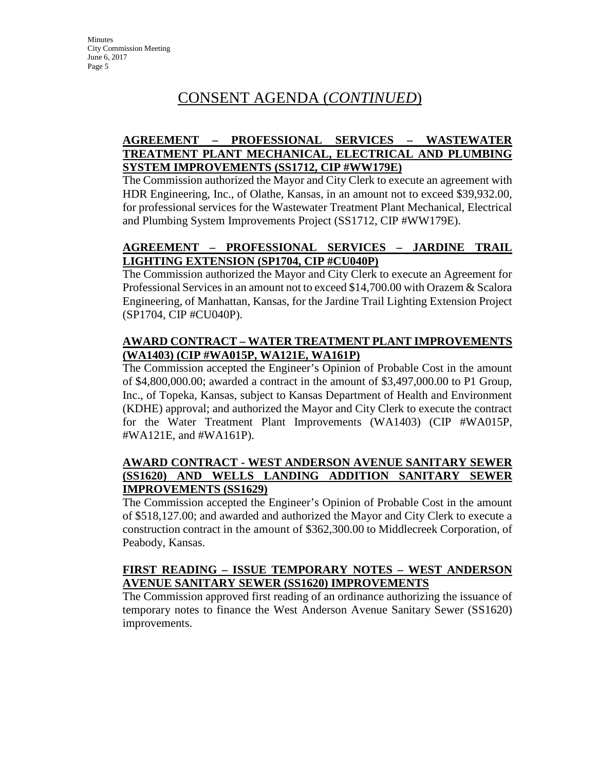# CONSENT AGENDA (*CONTINUED*)

**AGREEMENT – PROFESSIONAL SERVICES – WASTEWATER TREATMENT PLANT MECHANICAL, ELECTRICAL AND PLUMBING SYSTEM IMPROVEMENTS (SS1712, CIP #WW179E)**

The Commission authorized the Mayor and City Clerk to execute an agreement with HDR Engineering, Inc., of Olathe, Kansas, in an amount not to exceed $39,932.00, for professional services for the Wastewater Treatment Plant Mechanical, Electrical and Plumbing System Improvements Project (SS1712, CIP #WW179E).

**AGREEMENT – PROFESSIONAL SERVICES – JARDINE TRAIL LIGHTING EXTENSION (SP1704, CIP #CU040P)**

The Commission authorized the Mayor and City Clerk to execute an Agreement for Professional Services in an amount not to exceed $14,700.00 with Orazem & Scalora Engineering, of Manhattan, Kansas, for the Jardine Trail Lighting Extension Project (SP1704, CIP #CU040P).

**AWARD CONTRACT – WATER TREATMENT PLANT IMPROVEMENTS (WA1403) (CIP #WA015P, WA121E, WA161P)**

The Commission accepted the Engineer's Opinion of Probable Cost in the amount of $4,800,000.00; awarded a contract in the amount of $3,497,000.00 to P1 Group, Inc., of Topeka, Kansas, subject to Kansas Department of Health and Environment (KDHE) approval; and authorized the Mayor and City Clerk to execute the contract for the Water Treatment Plant Improvements (WA1403) (CIP #WA015P, #WA121E, and #WA161P).

**AWARD CONTRACT - WEST ANDERSON AVENUE SANITARY SEWER (SS1620) AND WELLS LANDING ADDITION SANITARY SEWER IMPROVEMENTS (SS1629)**

The Commission accepted the Engineer's Opinion of Probable Cost in the amount of $518,127.00; and awarded and authorized the Mayor and City Clerk to execute a construction contract in the amount of $362,300.00 to Middlecreek Corporation, of Peabody, Kansas.

**FIRST READING – ISSUE TEMPORARY NOTES – WEST ANDERSON AVENUE SANITARY SEWER (SS1620) IMPROVEMENTS**

The Commission approved first reading of an ordinance authorizing the issuance of temporary notes to finance the West Anderson Avenue Sanitary Sewer (SS1620) improvements.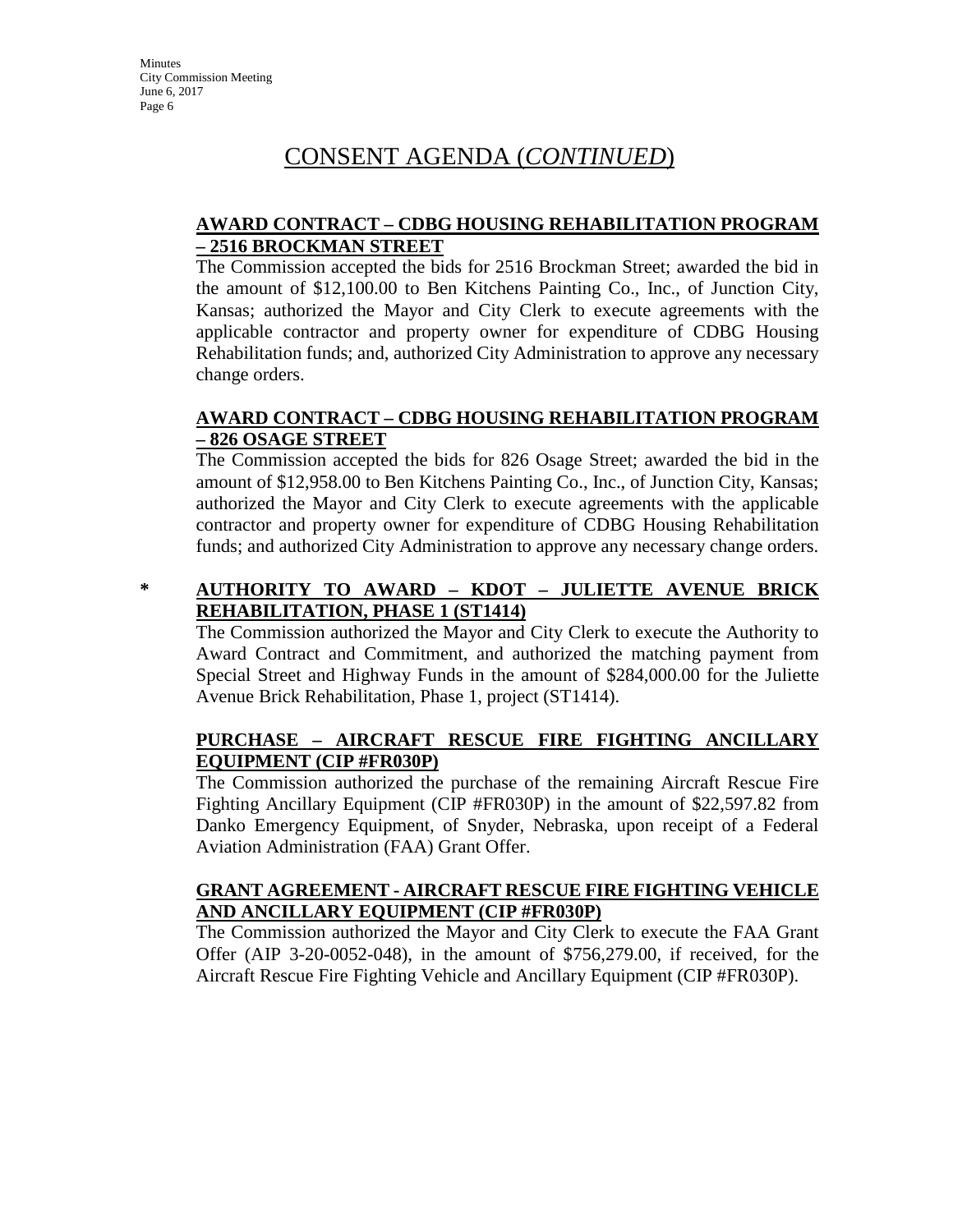# CONSENT AGENDA (*CONTINUED*)

**AWARD CONTRACT – CDBG HOUSING REHABILITATION PROGRAM – 2516 BROCKMAN STREET**

The Commission accepted the bids for 2516 Brockman Street; awarded the bid in the amount of $12,100.00 to Ben Kitchens Painting Co., Inc., of Junction City, Kansas; authorized the Mayor and City Clerk to execute agreements with the applicable contractor and property owner for expenditure of CDBG Housing Rehabilitation funds; and, authorized City Administration to approve any necessary change orders.

**AWARD CONTRACT – CDBG HOUSING REHABILITATION PROGRAM – 826 OSAGE STREET**

The Commission accepted the bids for 826 Osage Street; awarded the bid in the amount of $12,958.00 to Ben Kitchens Painting Co., Inc., of Junction City, Kansas; authorized the Mayor and City Clerk to execute agreements with the applicable contractor and property owner for expenditure of CDBG Housing Rehabilitation funds; and authorized City Administration to approve any necessary change orders.

\* **AUTHORITY TO AWARD – KDOT – JULIETTE AVENUE BRICK REHABILITATION, PHASE 1 (ST1414)**

The Commission authorized the Mayor and City Clerk to execute the Authority to Award Contract and Commitment, and authorized the matching payment from Special Street and Highway Funds in the amount of $284,000.00 for the Juliette Avenue Brick Rehabilitation, Phase 1, project (ST1414).

**PURCHASE – AIRCRAFT RESCUE FIRE FIGHTING ANCILLARY EQUIPMENT (CIP #FR030P)**

The Commission authorized the purchase of the remaining Aircraft Rescue Fire Fighting Ancillary Equipment (CIP #FR030P) in the amount of $22,597.82 from Danko Emergency Equipment, of Snyder, Nebraska, upon receipt of a Federal Aviation Administration (FAA) Grant Offer.

**GRANT AGREEMENT - AIRCRAFT RESCUE FIRE FIGHTING VEHICLE AND ANCILLARY EQUIPMENT (CIP #FR030P)**

The Commission authorized the Mayor and City Clerk to execute the FAA Grant Offer (AIP 3-20-0052-048), in the amount of $756,279.00, if received, for the Aircraft Rescue Fire Fighting Vehicle and Ancillary Equipment (CIP #FR030P).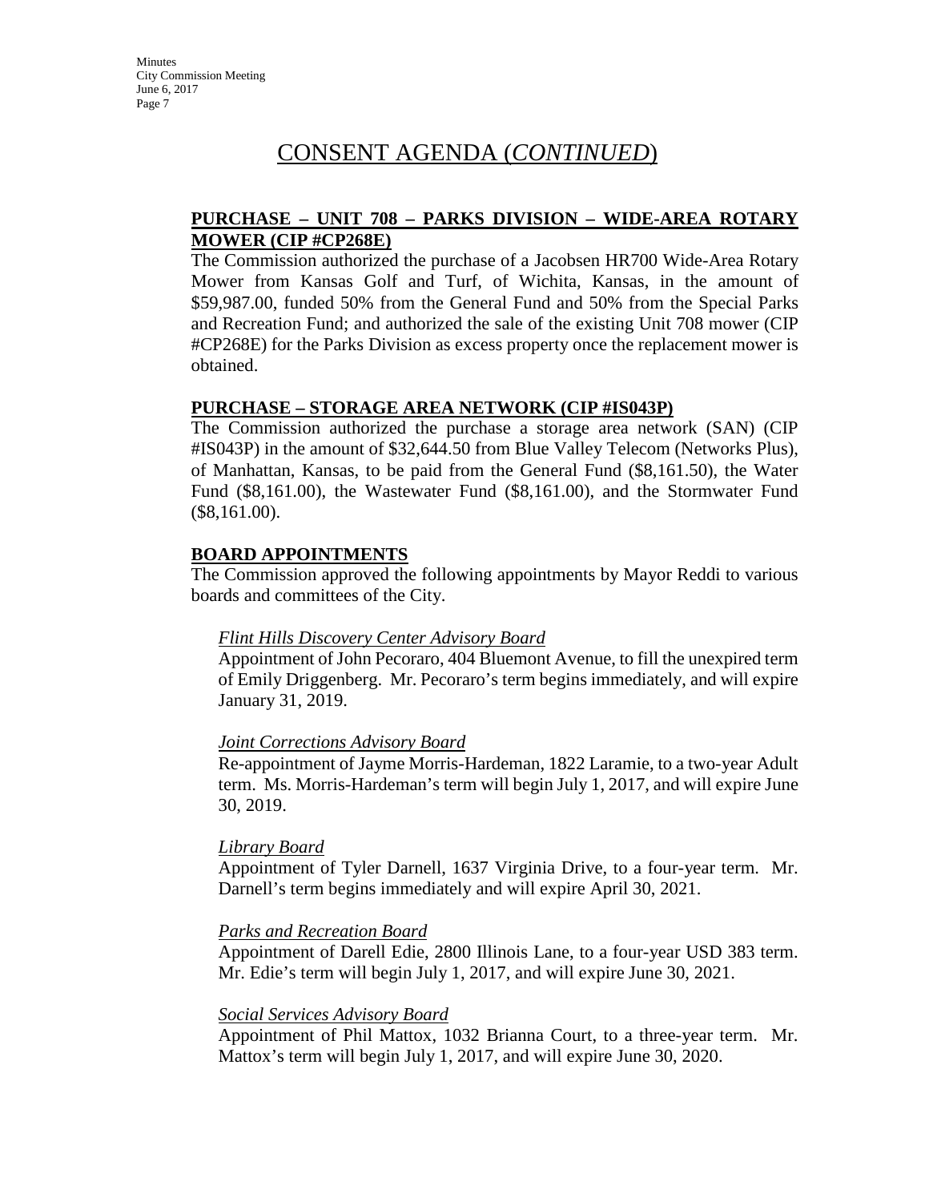# CONSENT AGENDA (*CONTINUED*)

**PURCHASE – UNIT 708 – PARKS DIVISION – WIDE-AREA ROTARY MOWER (CIP #CP268E)**

The Commission authorized the purchase of a Jacobsen HR700 Wide-Area Rotary Mower from Kansas Golf and Turf, of Wichita, Kansas, in the amount of $59,987.00, funded 50% from the General Fund and 50% from the Special Parks and Recreation Fund; and authorized the sale of the existing Unit 708 mower (CIP #CP268E) for the Parks Division as excess property once the replacement mower is obtained.

**PURCHASE – STORAGE AREA NETWORK (CIP #IS043P)**

The Commission authorized the purchase a storage area network (SAN) (CIP #IS043P) in the amount of $32,644.50 from Blue Valley Telecom (Networks Plus), of Manhattan, Kansas, to be paid from the General Fund ($8,161.50), the Water Fund ($8,161.00), the Wastewater Fund ($8,161.00), and the Stormwater Fund ($8,161.00).

**BOARD APPOINTMENTS**

The Commission approved the following appointments by Mayor Reddi to various boards and committees of the City.

*Flint Hills Discovery Center Advisory Board*

Appointment of John Pecoraro, 404 Bluemont Avenue, to fill the unexpired term of Emily Driggenberg. Mr. Pecoraro's term begins immediately, and will expire January 31, 2019.

*Joint Corrections Advisory Board*

Re-appointment of Jayme Morris-Hardeman, 1822 Laramie, to a two-year Adult term. Ms. Morris-Hardeman's term will begin July 1, 2017, and will expire June 30, 2019.

*Library Board*

Appointment of Tyler Darnell, 1637 Virginia Drive, to a four-year term. Mr. Darnell's term begins immediately and will expire April 30, 2021.

*Parks and Recreation Board*

Appointment of Darell Edie, 2800 Illinois Lane, to a four-year USD 383 term. Mr. Edie's term will begin July 1, 2017, and will expire June 30, 2021.

*Social Services Advisory Board*

Appointment of Phil Mattox, 1032 Brianna Court, to a three-year term. Mr. Mattox's term will begin July 1, 2017, and will expire June 30, 2020.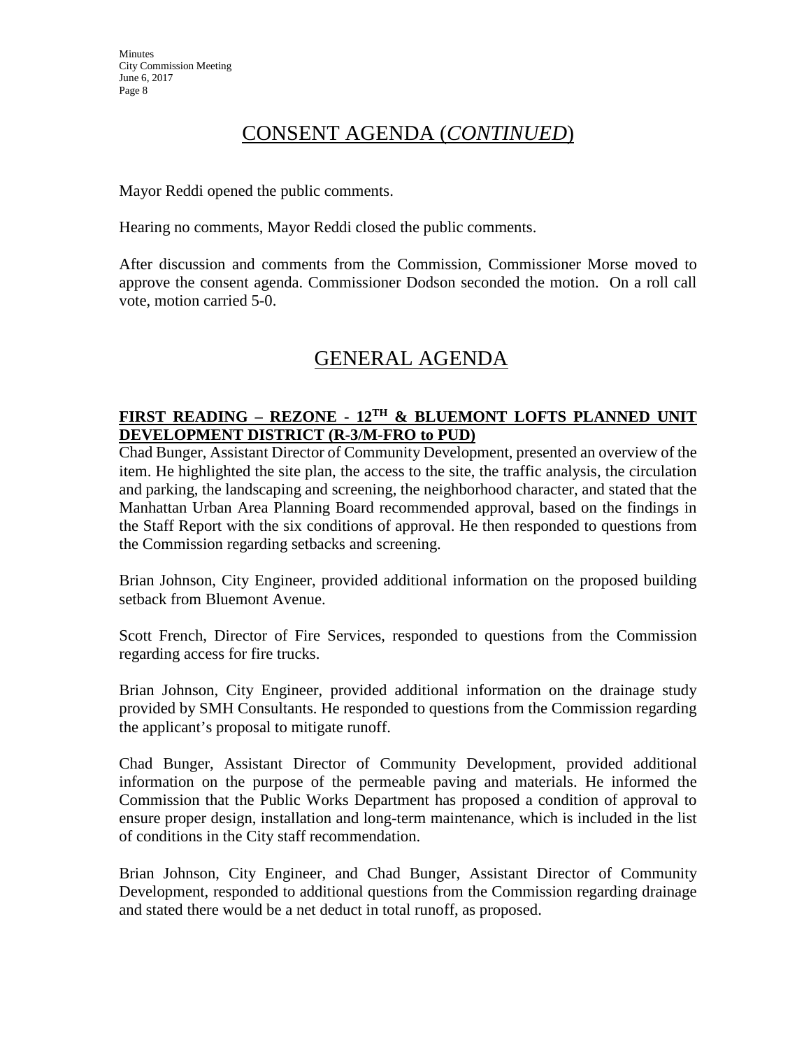## CONSENT AGENDA (*CONTINUED*)

Mayor Reddi opened the public comments.

Hearing no comments, Mayor Reddi closed the public comments.

After discussion and comments from the Commission, Commissioner Morse moved to approve the consent agenda. Commissioner Dodson seconded the motion. On a roll call vote, motion carried 5-0.

## GENERAL AGENDA

**FIRST READING – REZONE - 12TH & BLUEMONT LOFTS PLANNED UNIT DEVELOPMENT DISTRICT (R-3/M-FRO to PUD)**

Chad Bunger, Assistant Director of Community Development, presented an overview of the item. He highlighted the site plan, the access to the site, the traffic analysis, the circulation and parking, the landscaping and screening, the neighborhood character, and stated that the Manhattan Urban Area Planning Board recommended approval, based on the findings in the Staff Report with the six conditions of approval. He then responded to questions from the Commission regarding setbacks and screening.

Brian Johnson, City Engineer, provided additional information on the proposed building setback from Bluemont Avenue.

Scott French, Director of Fire Services, responded to questions from the Commission regarding access for fire trucks.

Brian Johnson, City Engineer, provided additional information on the drainage study provided by SMH Consultants. He responded to questions from the Commission regarding the applicant's proposal to mitigate runoff.

Chad Bunger, Assistant Director of Community Development, provided additional information on the purpose of the permeable paving and materials. He informed the Commission that the Public Works Department has proposed a condition of approval to ensure proper design, installation and long-term maintenance, which is included in the list of conditions in the City staff recommendation.

Brian Johnson, City Engineer, and Chad Bunger, Assistant Director of Community Development, responded to additional questions from the Commission regarding drainage and stated there would be a net deduct in total runoff, as proposed.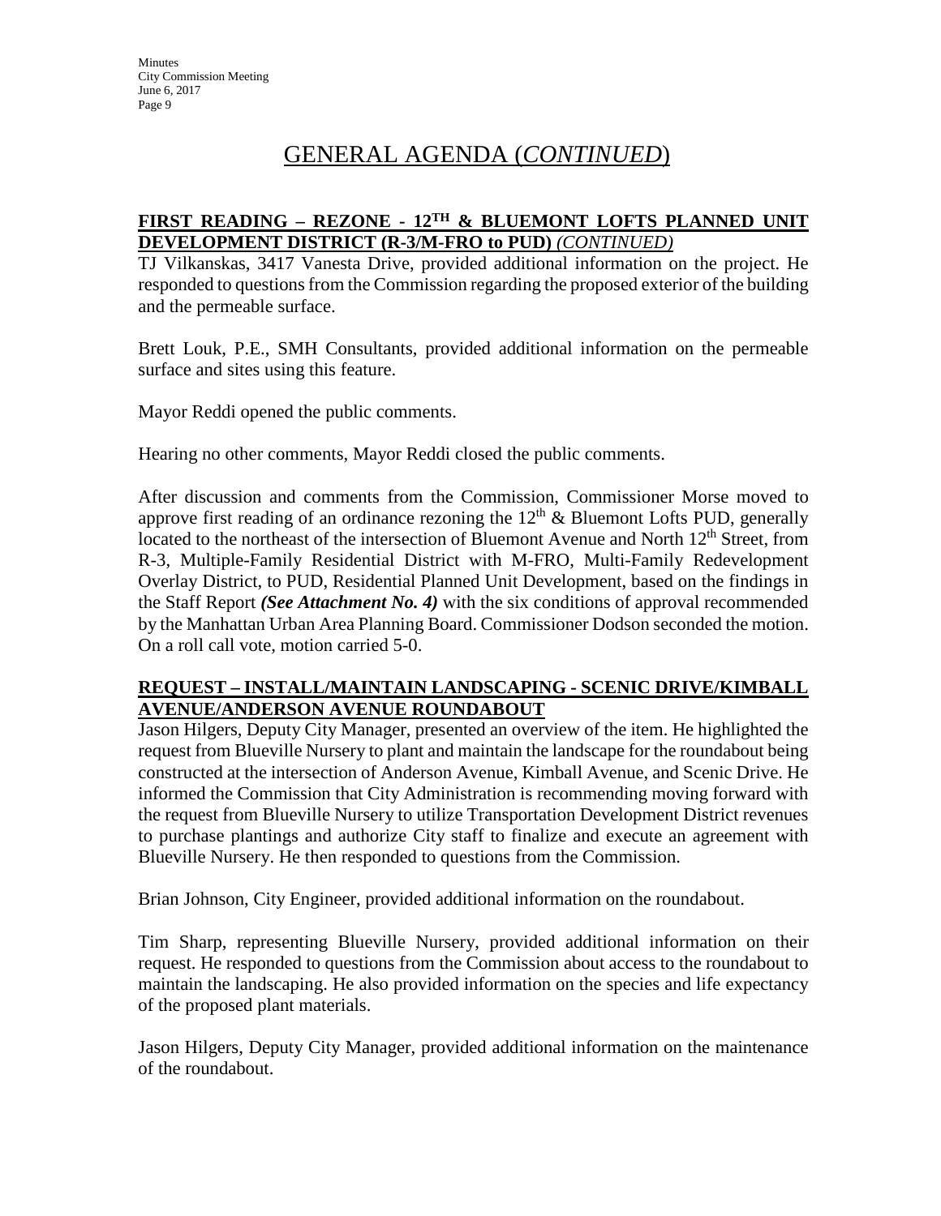# GENERAL AGENDA (*CONTINUED*)

**FIRST READING – REZONE - 12TH & BLUEMONT LOFTS PLANNED UNIT DEVELOPMENT DISTRICT (R-3/M-FRO to PUD)** *(CONTINUED)*

TJ Vilkanskas, 3417 Vanesta Drive, provided additional information on the project. He responded to questions from the Commission regarding the proposed exterior of the building and the permeable surface.

Brett Louk, P.E., SMH Consultants, provided additional information on the permeable surface and sites using this feature.

Mayor Reddi opened the public comments.

Hearing no other comments, Mayor Reddi closed the public comments.

After discussion and comments from the Commission, Commissioner Morse moved to approve first reading of an ordinance rezoning the 12th & Bluemont Lofts PUD, generally located to the northeast of the intersection of Bluemont Avenue and North 12th Street, from R-3, Multiple-Family Residential District with M-FRO, Multi-Family Redevelopment Overlay District, to PUD, Residential Planned Unit Development, based on the findings in the Staff Report ***(See Attachment No. 4)*** with the six conditions of approval recommended by the Manhattan Urban Area Planning Board. Commissioner Dodson seconded the motion. On a roll call vote, motion carried 5-0.

**REQUEST – INSTALL/MAINTAIN LANDSCAPING - SCENIC DRIVE/KIMBALL AVENUE/ANDERSON AVENUE ROUNDABOUT**

Jason Hilgers, Deputy City Manager, presented an overview of the item. He highlighted the request from Blueville Nursery to plant and maintain the landscape for the roundabout being constructed at the intersection of Anderson Avenue, Kimball Avenue, and Scenic Drive. He informed the Commission that City Administration is recommending moving forward with the request from Blueville Nursery to utilize Transportation Development District revenues to purchase plantings and authorize City staff to finalize and execute an agreement with Blueville Nursery. He then responded to questions from the Commission.

Brian Johnson, City Engineer, provided additional information on the roundabout.

Tim Sharp, representing Blueville Nursery, provided additional information on their request. He responded to questions from the Commission about access to the roundabout to maintain the landscaping. He also provided information on the species and life expectancy of the proposed plant materials.

Jason Hilgers, Deputy City Manager, provided additional information on the maintenance of the roundabout.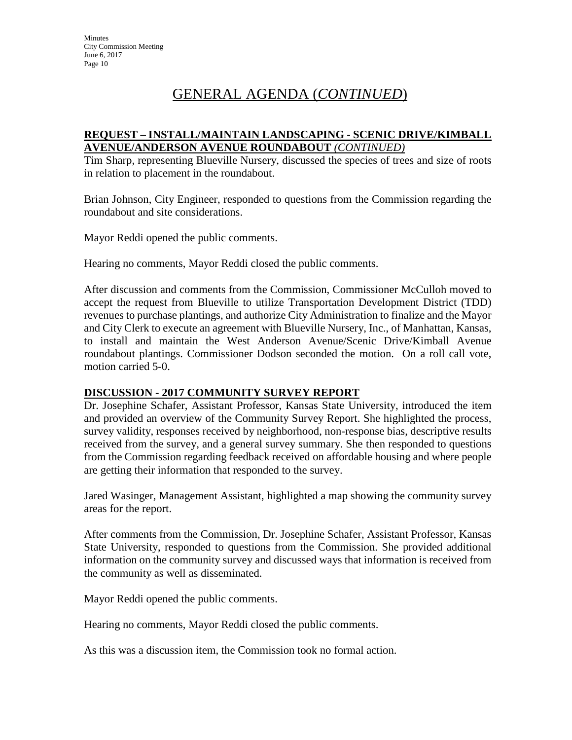# GENERAL AGENDA (*CONTINUED*)

**REQUEST – INSTALL/MAINTAIN LANDSCAPING - SCENIC DRIVE/KIMBALL AVENUE/ANDERSON AVENUE ROUNDABOUT** *(CONTINUED)*

Tim Sharp, representing Blueville Nursery, discussed the species of trees and size of roots in relation to placement in the roundabout.

Brian Johnson, City Engineer, responded to questions from the Commission regarding the roundabout and site considerations.

Mayor Reddi opened the public comments.

Hearing no comments, Mayor Reddi closed the public comments.

After discussion and comments from the Commission, Commissioner McCulloh moved to accept the request from Blueville to utilize Transportation Development District (TDD) revenues to purchase plantings, and authorize City Administration to finalize and the Mayor and City Clerk to execute an agreement with Blueville Nursery, Inc., of Manhattan, Kansas, to install and maintain the West Anderson Avenue/Scenic Drive/Kimball Avenue roundabout plantings. Commissioner Dodson seconded the motion. On a roll call vote, motion carried 5-0.

**DISCUSSION - 2017 COMMUNITY SURVEY REPORT**

Dr. Josephine Schafer, Assistant Professor, Kansas State University, introduced the item and provided an overview of the Community Survey Report. She highlighted the process, survey validity, responses received by neighborhood, non-response bias, descriptive results received from the survey, and a general survey summary. She then responded to questions from the Commission regarding feedback received on affordable housing and where people are getting their information that responded to the survey.

Jared Wasinger, Management Assistant, highlighted a map showing the community survey areas for the report.

After comments from the Commission, Dr. Josephine Schafer, Assistant Professor, Kansas State University, responded to questions from the Commission. She provided additional information on the community survey and discussed ways that information is received from the community as well as disseminated.

Mayor Reddi opened the public comments.

Hearing no comments, Mayor Reddi closed the public comments.

As this was a discussion item, the Commission took no formal action.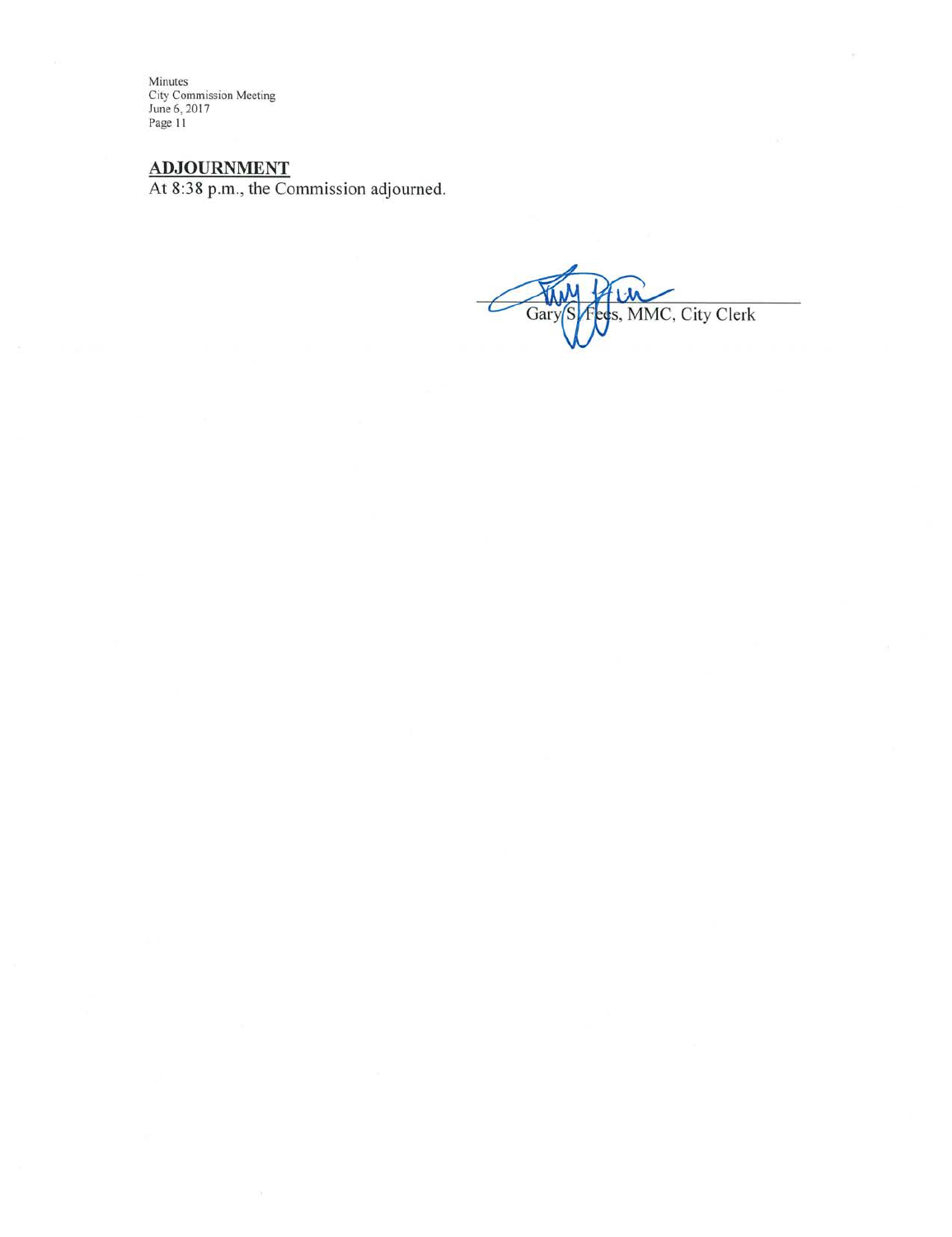## ADJOURNMENT

At 8:38 p.m., the Commission adjourned.

Gary S. Fees, MMC, City Clerk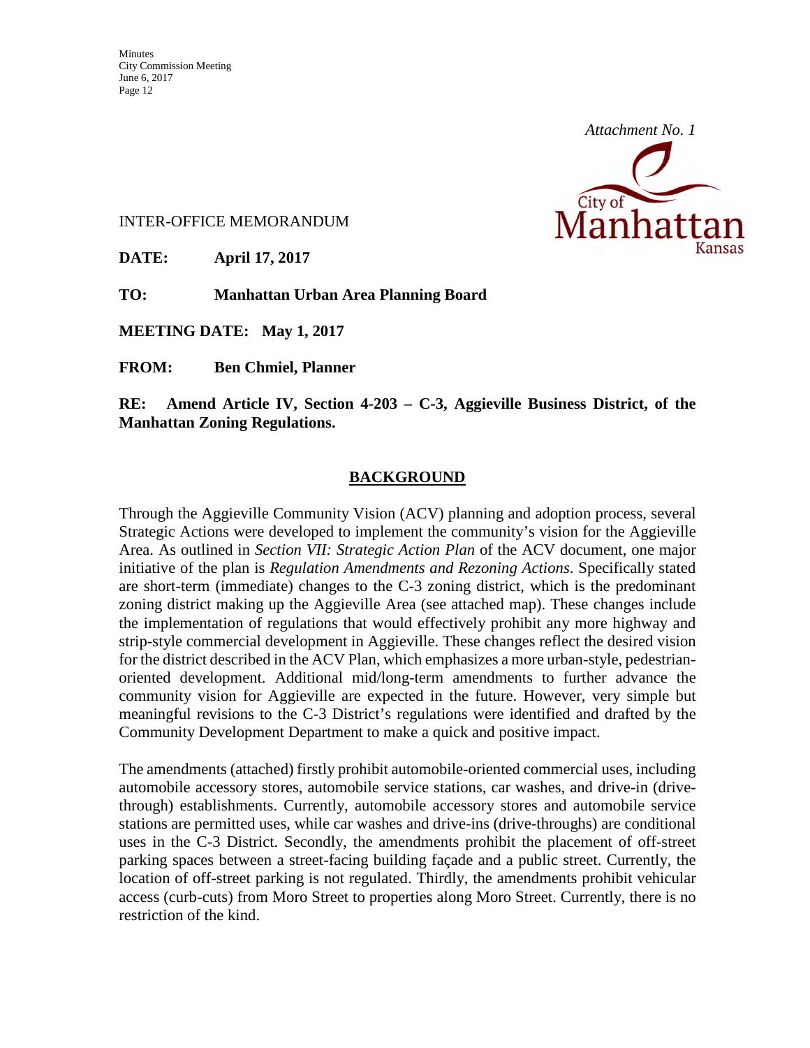*Attachment No. 1*

INTER-OFFICE MEMORANDUM

**DATE:** **April 17, 2017**

**TO:** **Manhattan Urban Area Planning Board**

**MEETING DATE: May 1, 2017**

**FROM:** **Ben Chmiel, Planner**

**RE: Amend Article IV, Section 4-203 – C-3, Aggieville Business District, of the Manhattan Zoning Regulations.**

## BACKGROUND

Through the Aggieville Community Vision (ACV) planning and adoption process, several Strategic Actions were developed to implement the community's vision for the Aggieville Area. As outlined in *Section VII: Strategic Action Plan* of the ACV document, one major initiative of the plan is *Regulation Amendments and Rezoning Actions*. Specifically stated are short-term (immediate) changes to the C-3 zoning district, which is the predominant zoning district making up the Aggieville Area (see attached map). These changes include the implementation of regulations that would effectively prohibit any more highway and strip-style commercial development in Aggieville. These changes reflect the desired vision for the district described in the ACV Plan, which emphasizes a more urban-style, pedestrian-oriented development. Additional mid/long-term amendments to further advance the community vision for Aggieville are expected in the future. However, very simple but meaningful revisions to the C-3 District's regulations were identified and drafted by the Community Development Department to make a quick and positive impact.

The amendments (attached) firstly prohibit automobile-oriented commercial uses, including automobile accessory stores, automobile service stations, car washes, and drive-in (drive-through) establishments. Currently, automobile accessory stores and automobile service stations are permitted uses, while car washes and drive-ins (drive-throughs) are conditional uses in the C-3 District. Secondly, the amendments prohibit the placement of off-street parking spaces between a street-facing building façade and a public street. Currently, the location of off-street parking is not regulated. Thirdly, the amendments prohibit vehicular access (curb-cuts) from Moro Street to properties along Moro Street. Currently, there is no restriction of the kind.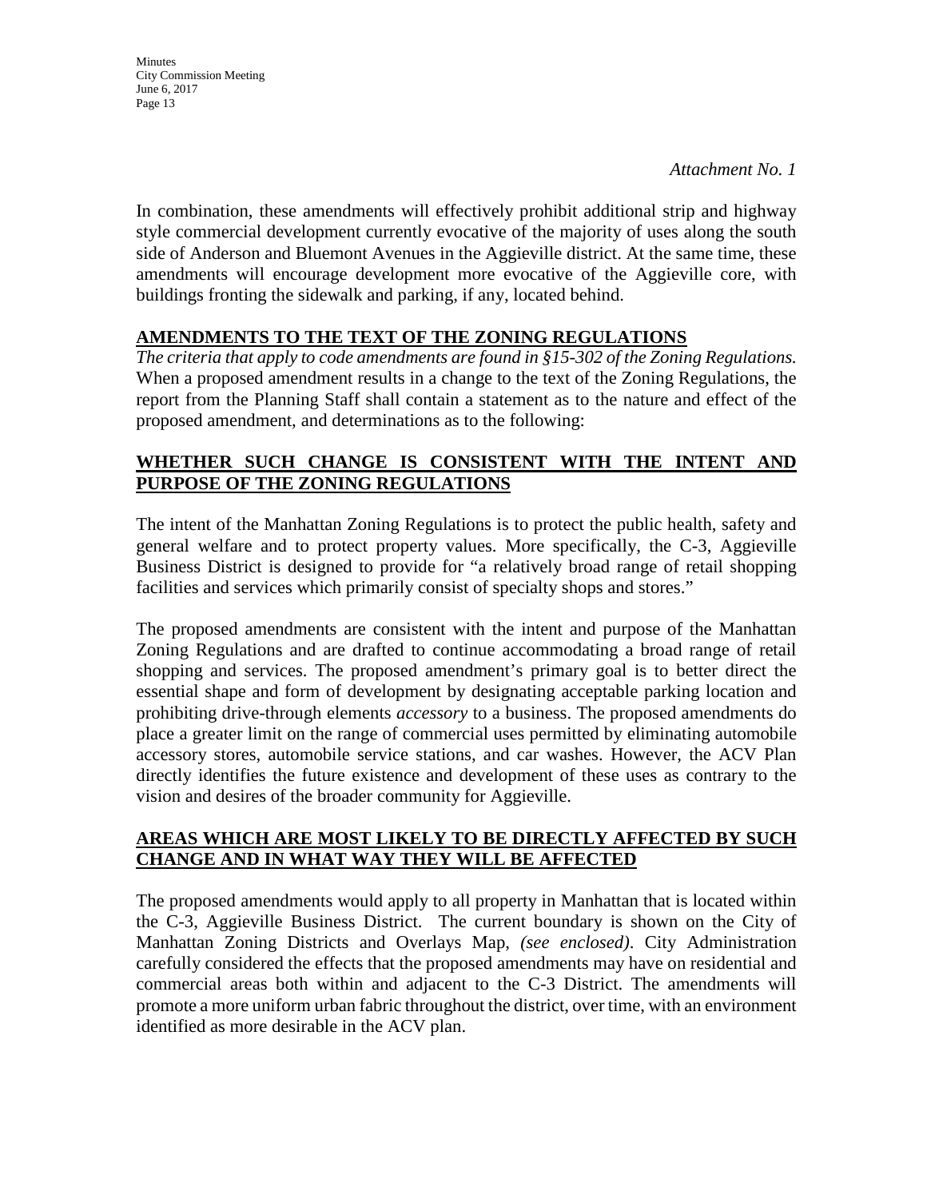*Attachment No. 1*

In combination, these amendments will effectively prohibit additional strip and highway style commercial development currently evocative of the majority of uses along the south side of Anderson and Bluemont Avenues in the Aggieville district. At the same time, these amendments will encourage development more evocative of the Aggieville core, with buildings fronting the sidewalk and parking, if any, located behind.

## AMENDMENTS TO THE TEXT OF THE ZONING REGULATIONS

*The criteria that apply to code amendments are found in §15-302 of the Zoning Regulations.* When a proposed amendment results in a change to the text of the Zoning Regulations, the report from the Planning Staff shall contain a statement as to the nature and effect of the proposed amendment, and determinations as to the following:

## WHETHER SUCH CHANGE IS CONSISTENT WITH THE INTENT AND PURPOSE OF THE ZONING REGULATIONS

The intent of the Manhattan Zoning Regulations is to protect the public health, safety and general welfare and to protect property values. More specifically, the C-3, Aggieville Business District is designed to provide for "a relatively broad range of retail shopping facilities and services which primarily consist of specialty shops and stores."

The proposed amendments are consistent with the intent and purpose of the Manhattan Zoning Regulations and are drafted to continue accommodating a broad range of retail shopping and services. The proposed amendment's primary goal is to better direct the essential shape and form of development by designating acceptable parking location and prohibiting drive-through elements *accessory* to a business. The proposed amendments do place a greater limit on the range of commercial uses permitted by eliminating automobile accessory stores, automobile service stations, and car washes. However, the ACV Plan directly identifies the future existence and development of these uses as contrary to the vision and desires of the broader community for Aggieville.

## AREAS WHICH ARE MOST LIKELY TO BE DIRECTLY AFFECTED BY SUCH CHANGE AND IN WHAT WAY THEY WILL BE AFFECTED

The proposed amendments would apply to all property in Manhattan that is located within the C-3, Aggieville Business District. The current boundary is shown on the City of Manhattan Zoning Districts and Overlays Map, *(see enclosed)*. City Administration carefully considered the effects that the proposed amendments may have on residential and commercial areas both within and adjacent to the C-3 District. The amendments will promote a more uniform urban fabric throughout the district, over time, with an environment identified as more desirable in the ACV plan.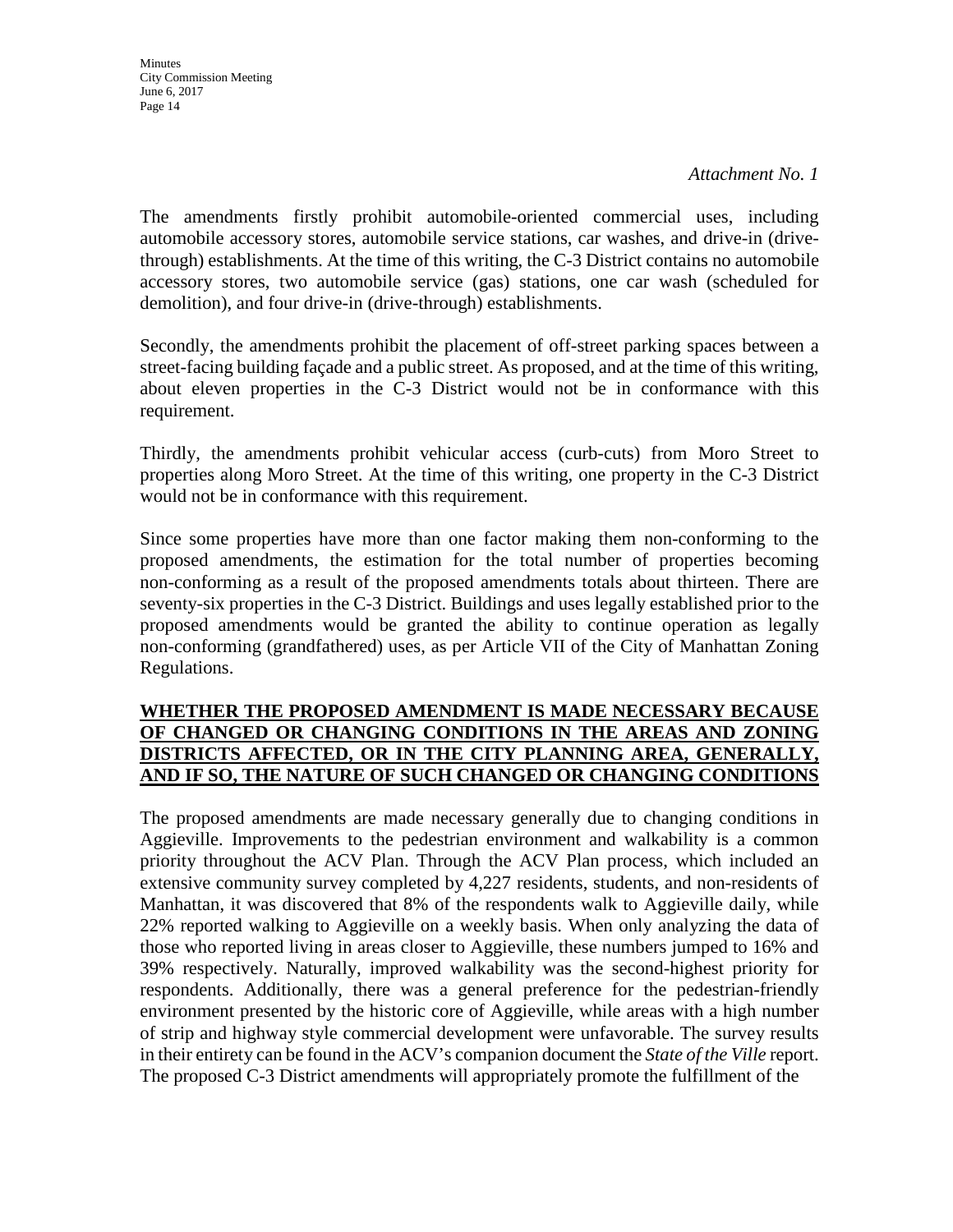*Attachment No. 1*

The amendments firstly prohibit automobile-oriented commercial uses, including automobile accessory stores, automobile service stations, car washes, and drive-in (drive-through) establishments. At the time of this writing, the C-3 District contains no automobile accessory stores, two automobile service (gas) stations, one car wash (scheduled for demolition), and four drive-in (drive-through) establishments.

Secondly, the amendments prohibit the placement of off-street parking spaces between a street-facing building façade and a public street. As proposed, and at the time of this writing, about eleven properties in the C-3 District would not be in conformance with this requirement.

Thirdly, the amendments prohibit vehicular access (curb-cuts) from Moro Street to properties along Moro Street. At the time of this writing, one property in the C-3 District would not be in conformance with this requirement.

Since some properties have more than one factor making them non-conforming to the proposed amendments, the estimation for the total number of properties becoming non-conforming as a result of the proposed amendments totals about thirteen. There are seventy-six properties in the C-3 District. Buildings and uses legally established prior to the proposed amendments would be granted the ability to continue operation as legally non-conforming (grandfathered) uses, as per Article VII of the City of Manhattan Zoning Regulations.

**WHETHER THE PROPOSED AMENDMENT IS MADE NECESSARY BECAUSE OF CHANGED OR CHANGING CONDITIONS IN THE AREAS AND ZONING DISTRICTS AFFECTED, OR IN THE CITY PLANNING AREA, GENERALLY, AND IF SO, THE NATURE OF SUCH CHANGED OR CHANGING CONDITIONS**

The proposed amendments are made necessary generally due to changing conditions in Aggieville. Improvements to the pedestrian environment and walkability is a common priority throughout the ACV Plan. Through the ACV Plan process, which included an extensive community survey completed by 4,227 residents, students, and non-residents of Manhattan, it was discovered that 8% of the respondents walk to Aggieville daily, while 22% reported walking to Aggieville on a weekly basis. When only analyzing the data of those who reported living in areas closer to Aggieville, these numbers jumped to 16% and 39% respectively. Naturally, improved walkability was the second-highest priority for respondents. Additionally, there was a general preference for the pedestrian-friendly environment presented by the historic core of Aggieville, while areas with a high number of strip and highway style commercial development were unfavorable. The survey results in their entirety can be found in the ACV's companion document the *State of the Ville* report. The proposed C-3 District amendments will appropriately promote the fulfillment of the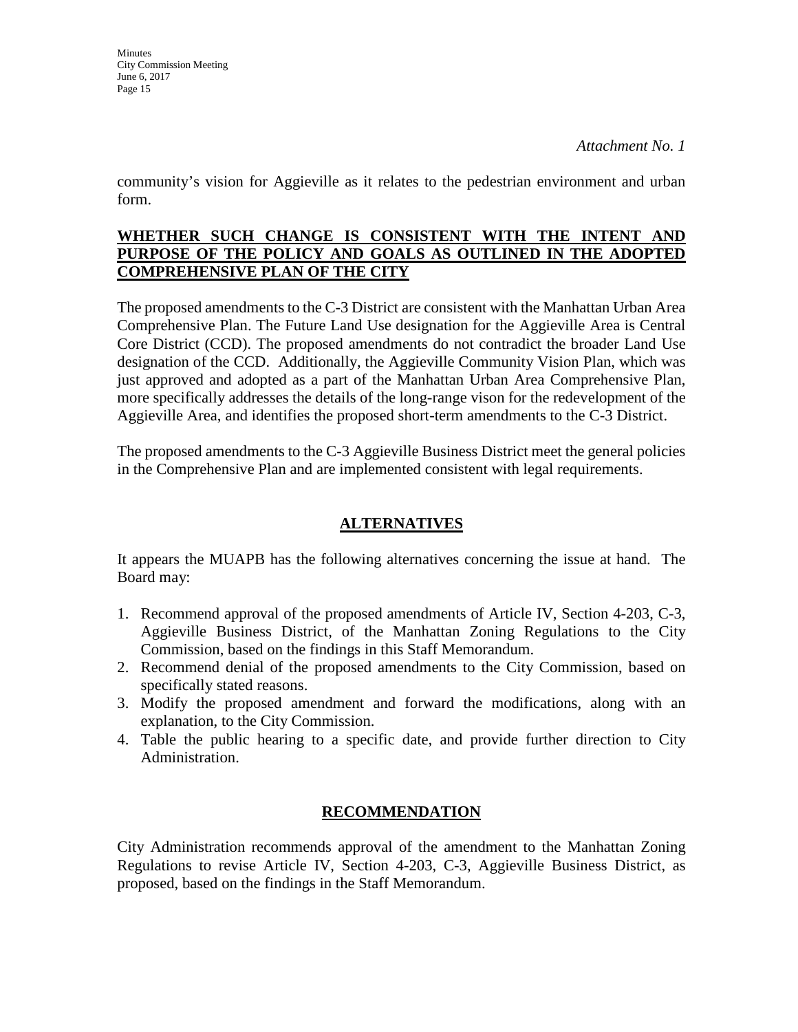*Attachment No. 1*

community's vision for Aggieville as it relates to the pedestrian environment and urban form.

**WHETHER SUCH CHANGE IS CONSISTENT WITH THE INTENT AND PURPOSE OF THE POLICY AND GOALS AS OUTLINED IN THE ADOPTED COMPREHENSIVE PLAN OF THE CITY**

The proposed amendments to the C-3 District are consistent with the Manhattan Urban Area Comprehensive Plan. The Future Land Use designation for the Aggieville Area is Central Core District (CCD). The proposed amendments do not contradict the broader Land Use designation of the CCD. Additionally, the Aggieville Community Vision Plan, which was just approved and adopted as a part of the Manhattan Urban Area Comprehensive Plan, more specifically addresses the details of the long-range vison for the redevelopment of the Aggieville Area, and identifies the proposed short-term amendments to the C-3 District.

The proposed amendments to the C-3 Aggieville Business District meet the general policies in the Comprehensive Plan and are implemented consistent with legal requirements.

## ALTERNATIVES

It appears the MUAPB has the following alternatives concerning the issue at hand. The Board may:

1. Recommend approval of the proposed amendments of Article IV, Section 4-203, C-3, Aggieville Business District, of the Manhattan Zoning Regulations to the City Commission, based on the findings in this Staff Memorandum.
2. Recommend denial of the proposed amendments to the City Commission, based on specifically stated reasons.
3. Modify the proposed amendment and forward the modifications, along with an explanation, to the City Commission.
4. Table the public hearing to a specific date, and provide further direction to City Administration.

## RECOMMENDATION

City Administration recommends approval of the amendment to the Manhattan Zoning Regulations to revise Article IV, Section 4-203, C-3, Aggieville Business District, as proposed, based on the findings in the Staff Memorandum.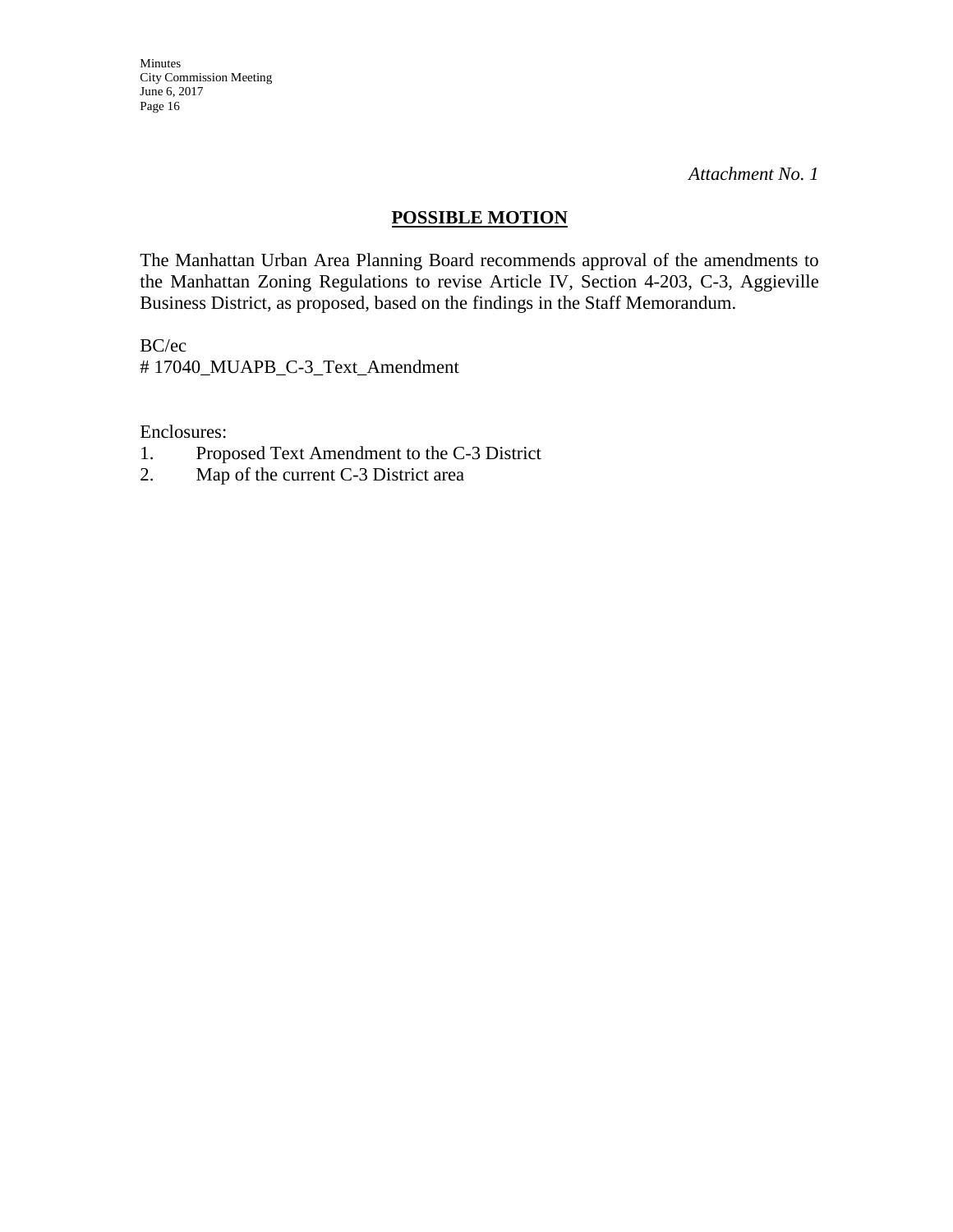*Attachment No. 1*

## POSSIBLE MOTION

The Manhattan Urban Area Planning Board recommends approval of the amendments to the Manhattan Zoning Regulations to revise Article IV, Section 4-203, C-3, Aggieville Business District, as proposed, based on the findings in the Staff Memorandum.

BC/ec
# 17040_MUAPB_C-3_Text_Amendment

Enclosures:
1. Proposed Text Amendment to the C-3 District
2. Map of the current C-3 District area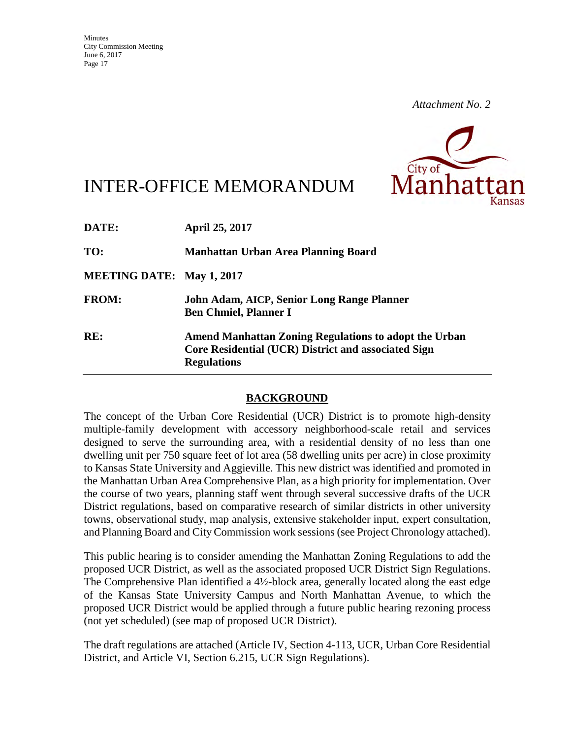*Attachment No. 2*

# INTER-OFFICE MEMORANDUM

| | |
|---|---|
| **DATE:** | **April 25, 2017** |
| **TO:** | **Manhattan Urban Area Planning Board** |
| **MEETING DATE:** | **May 1, 2017** |
| **FROM:** | **John Adam, AICP, Senior Long Range Planner**<br>**Ben Chmiel, Planner I** |
| **RE:** | **Amend Manhattan Zoning Regulations to adopt the Urban Core Residential (UCR) District and associated Sign Regulations** |

## BACKGROUND

The concept of the Urban Core Residential (UCR) District is to promote high-density multiple-family development with accessory neighborhood-scale retail and services designed to serve the surrounding area, with a residential density of no less than one dwelling unit per 750 square feet of lot area (58 dwelling units per acre) in close proximity to Kansas State University and Aggieville. This new district was identified and promoted in the Manhattan Urban Area Comprehensive Plan, as a high priority for implementation. Over the course of two years, planning staff went through several successive drafts of the UCR District regulations, based on comparative research of similar districts in other university towns, observational study, map analysis, extensive stakeholder input, expert consultation, and Planning Board and City Commission work sessions (see Project Chronology attached).

This public hearing is to consider amending the Manhattan Zoning Regulations to add the proposed UCR District, as well as the associated proposed UCR District Sign Regulations. The Comprehensive Plan identified a 4½-block area, generally located along the east edge of the Kansas State University Campus and North Manhattan Avenue, to which the proposed UCR District would be applied through a future public hearing rezoning process (not yet scheduled) (see map of proposed UCR District).

The draft regulations are attached (Article IV, Section 4-113, UCR, Urban Core Residential District, and Article VI, Section 6.215, UCR Sign Regulations).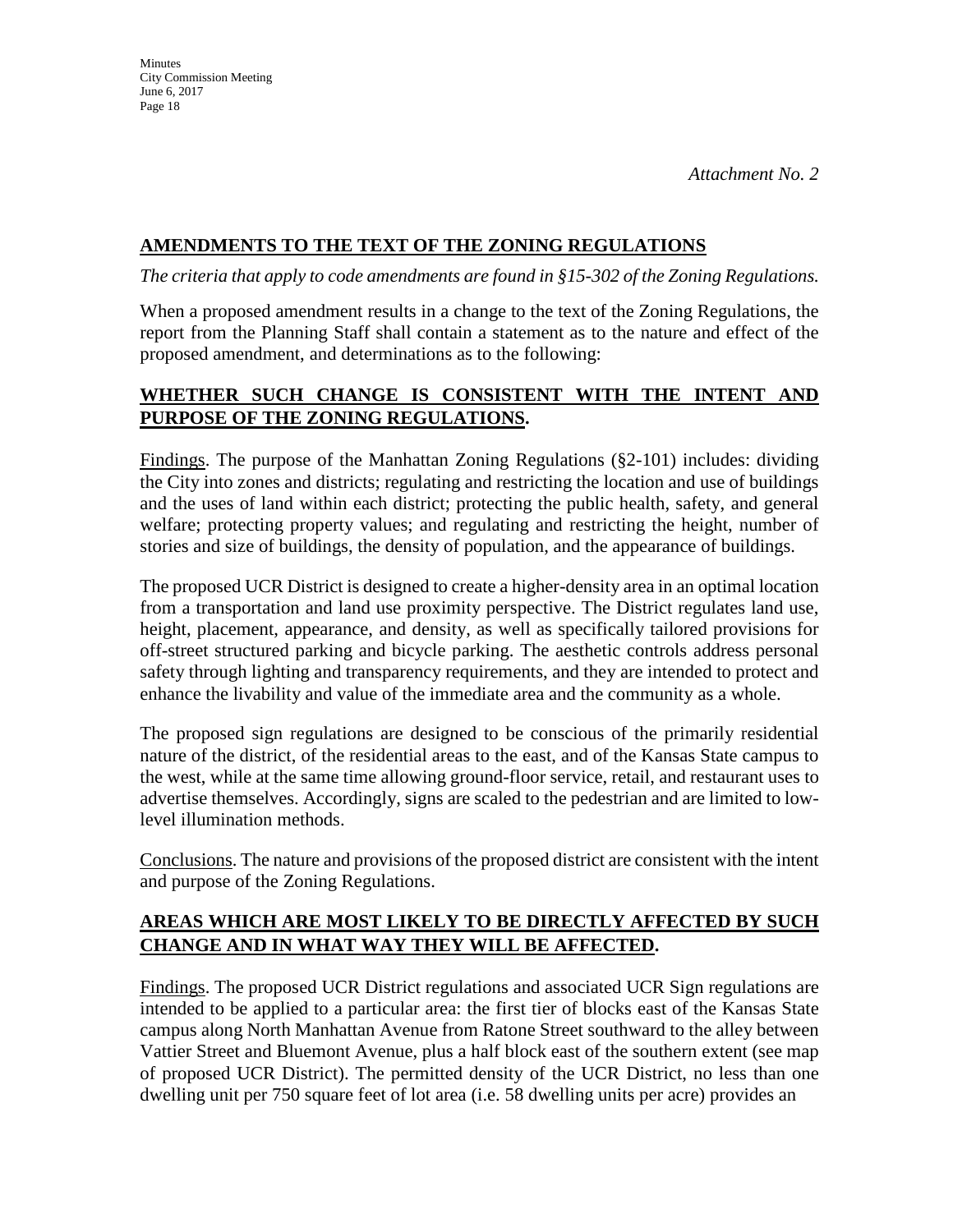*Attachment No. 2*

## AMENDMENTS TO THE TEXT OF THE ZONING REGULATIONS

*The criteria that apply to code amendments are found in §15-302 of the Zoning Regulations.*

When a proposed amendment results in a change to the text of the Zoning Regulations, the report from the Planning Staff shall contain a statement as to the nature and effect of the proposed amendment, and determinations as to the following:

### WHETHER SUCH CHANGE IS CONSISTENT WITH THE INTENT AND PURPOSE OF THE ZONING REGULATIONS.

Findings. The purpose of the Manhattan Zoning Regulations (§2-101) includes: dividing the City into zones and districts; regulating and restricting the location and use of buildings and the uses of land within each district; protecting the public health, safety, and general welfare; protecting property values; and regulating and restricting the height, number of stories and size of buildings, the density of population, and the appearance of buildings.

The proposed UCR District is designed to create a higher-density area in an optimal location from a transportation and land use proximity perspective. The District regulates land use, height, placement, appearance, and density, as well as specifically tailored provisions for off-street structured parking and bicycle parking. The aesthetic controls address personal safety through lighting and transparency requirements, and they are intended to protect and enhance the livability and value of the immediate area and the community as a whole.

The proposed sign regulations are designed to be conscious of the primarily residential nature of the district, of the residential areas to the east, and of the Kansas State campus to the west, while at the same time allowing ground-floor service, retail, and restaurant uses to advertise themselves. Accordingly, signs are scaled to the pedestrian and are limited to low-level illumination methods.

Conclusions. The nature and provisions of the proposed district are consistent with the intent and purpose of the Zoning Regulations.

### AREAS WHICH ARE MOST LIKELY TO BE DIRECTLY AFFECTED BY SUCH CHANGE AND IN WHAT WAY THEY WILL BE AFFECTED.

Findings. The proposed UCR District regulations and associated UCR Sign regulations are intended to be applied to a particular area: the first tier of blocks east of the Kansas State campus along North Manhattan Avenue from Ratone Street southward to the alley between Vattier Street and Bluemont Avenue, plus a half block east of the southern extent (see map of proposed UCR District). The permitted density of the UCR District, no less than one dwelling unit per 750 square feet of lot area (i.e. 58 dwelling units per acre) provides an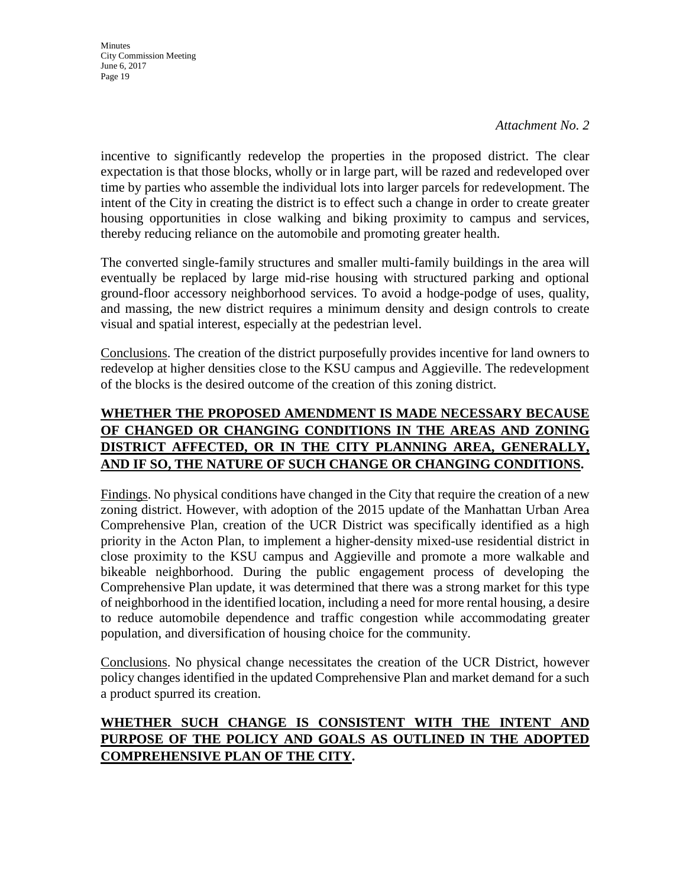*Attachment No. 2*

incentive to significantly redevelop the properties in the proposed district. The clear expectation is that those blocks, wholly or in large part, will be razed and redeveloped over time by parties who assemble the individual lots into larger parcels for redevelopment. The intent of the City in creating the district is to effect such a change in order to create greater housing opportunities in close walking and biking proximity to campus and services, thereby reducing reliance on the automobile and promoting greater health.

The converted single-family structures and smaller multi-family buildings in the area will eventually be replaced by large mid-rise housing with structured parking and optional ground-floor accessory neighborhood services. To avoid a hodge-podge of uses, quality, and massing, the new district requires a minimum density and design controls to create visual and spatial interest, especially at the pedestrian level.

<u>Conclusions</u>. The creation of the district purposefully provides incentive for land owners to redevelop at higher densities close to the KSU campus and Aggieville. The redevelopment of the blocks is the desired outcome of the creation of this zoning district.

**<u>WHETHER THE PROPOSED AMENDMENT IS MADE NECESSARY BECAUSE OF CHANGED OR CHANGING CONDITIONS IN THE AREAS AND ZONING DISTRICT AFFECTED, OR IN THE CITY PLANNING AREA, GENERALLY, AND IF SO, THE NATURE OF SUCH CHANGE OR CHANGING CONDITIONS</u>.**

<u>Findings</u>. No physical conditions have changed in the City that require the creation of a new zoning district. However, with adoption of the 2015 update of the Manhattan Urban Area Comprehensive Plan, creation of the UCR District was specifically identified as a high priority in the Acton Plan, to implement a higher-density mixed-use residential district in close proximity to the KSU campus and Aggieville and promote a more walkable and bikeable neighborhood. During the public engagement process of developing the Comprehensive Plan update, it was determined that there was a strong market for this type of neighborhood in the identified location, including a need for more rental housing, a desire to reduce automobile dependence and traffic congestion while accommodating greater population, and diversification of housing choice for the community.

<u>Conclusions</u>. No physical change necessitates the creation of the UCR District, however policy changes identified in the updated Comprehensive Plan and market demand for a such a product spurred its creation.

**<u>WHETHER SUCH CHANGE IS CONSISTENT WITH THE INTENT AND PURPOSE OF THE POLICY AND GOALS AS OUTLINED IN THE ADOPTED COMPREHENSIVE PLAN OF THE CITY</u>.**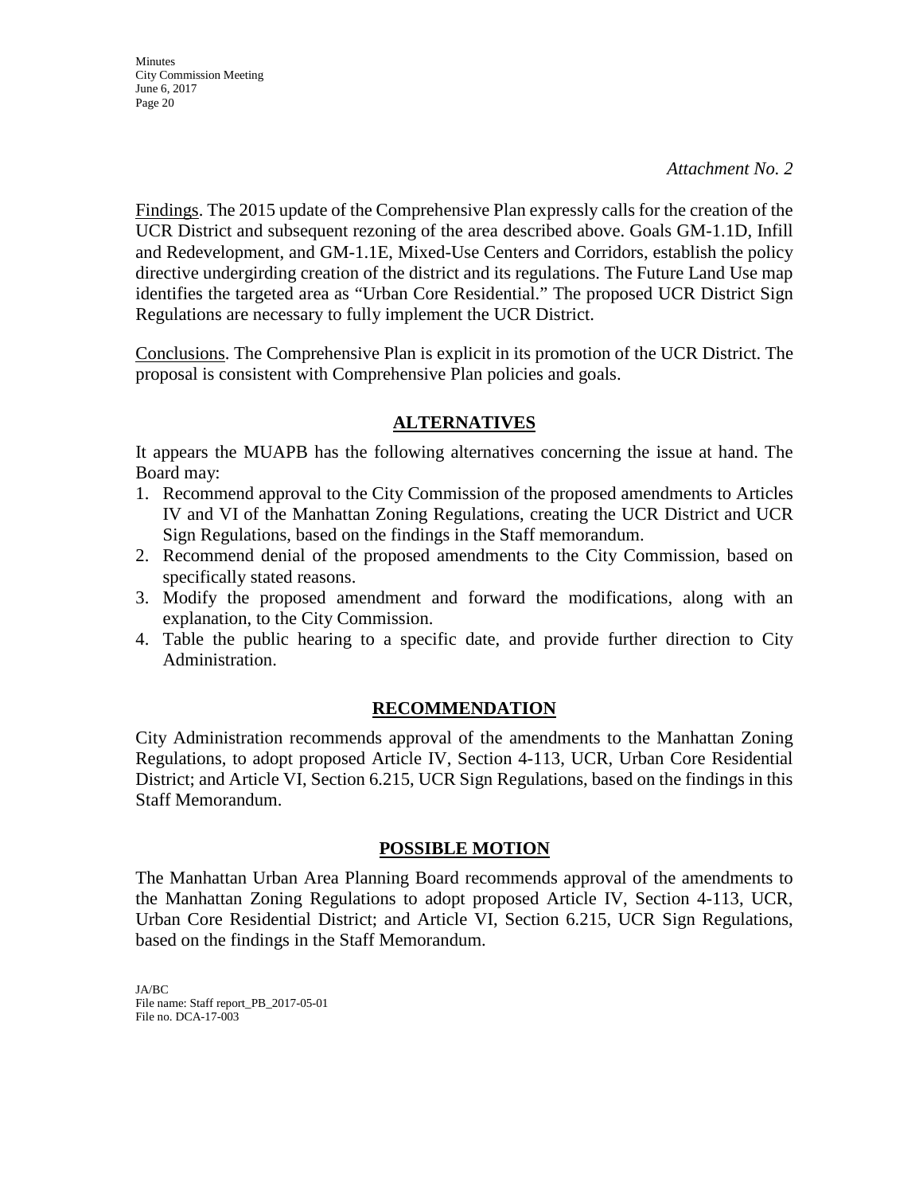*Attachment No. 2*

Findings. The 2015 update of the Comprehensive Plan expressly calls for the creation of the UCR District and subsequent rezoning of the area described above. Goals GM-1.1D, Infill and Redevelopment, and GM-1.1E, Mixed-Use Centers and Corridors, establish the policy directive undergirding creation of the district and its regulations. The Future Land Use map identifies the targeted area as "Urban Core Residential." The proposed UCR District Sign Regulations are necessary to fully implement the UCR District.

Conclusions. The Comprehensive Plan is explicit in its promotion of the UCR District. The proposal is consistent with Comprehensive Plan policies and goals.

## ALTERNATIVES

It appears the MUAPB has the following alternatives concerning the issue at hand. The Board may:

1. Recommend approval to the City Commission of the proposed amendments to Articles IV and VI of the Manhattan Zoning Regulations, creating the UCR District and UCR Sign Regulations, based on the findings in the Staff memorandum.
2. Recommend denial of the proposed amendments to the City Commission, based on specifically stated reasons.
3. Modify the proposed amendment and forward the modifications, along with an explanation, to the City Commission.
4. Table the public hearing to a specific date, and provide further direction to City Administration.

## RECOMMENDATION

City Administration recommends approval of the amendments to the Manhattan Zoning Regulations, to adopt proposed Article IV, Section 4-113, UCR, Urban Core Residential District; and Article VI, Section 6.215, UCR Sign Regulations, based on the findings in this Staff Memorandum.

## POSSIBLE MOTION

The Manhattan Urban Area Planning Board recommends approval of the amendments to the Manhattan Zoning Regulations to adopt proposed Article IV, Section 4-113, UCR, Urban Core Residential District; and Article VI, Section 6.215, UCR Sign Regulations, based on the findings in the Staff Memorandum.

JA/BC
File name: Staff report_PB_2017-05-01
File no. DCA-17-003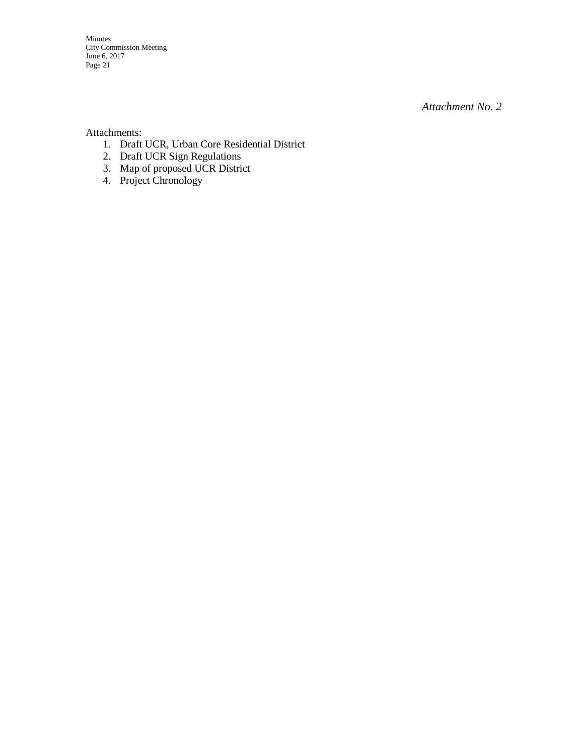*Attachment No. 2*

Attachments:

1. Draft UCR, Urban Core Residential District
2. Draft UCR Sign Regulations
3. Map of proposed UCR District
4. Project Chronology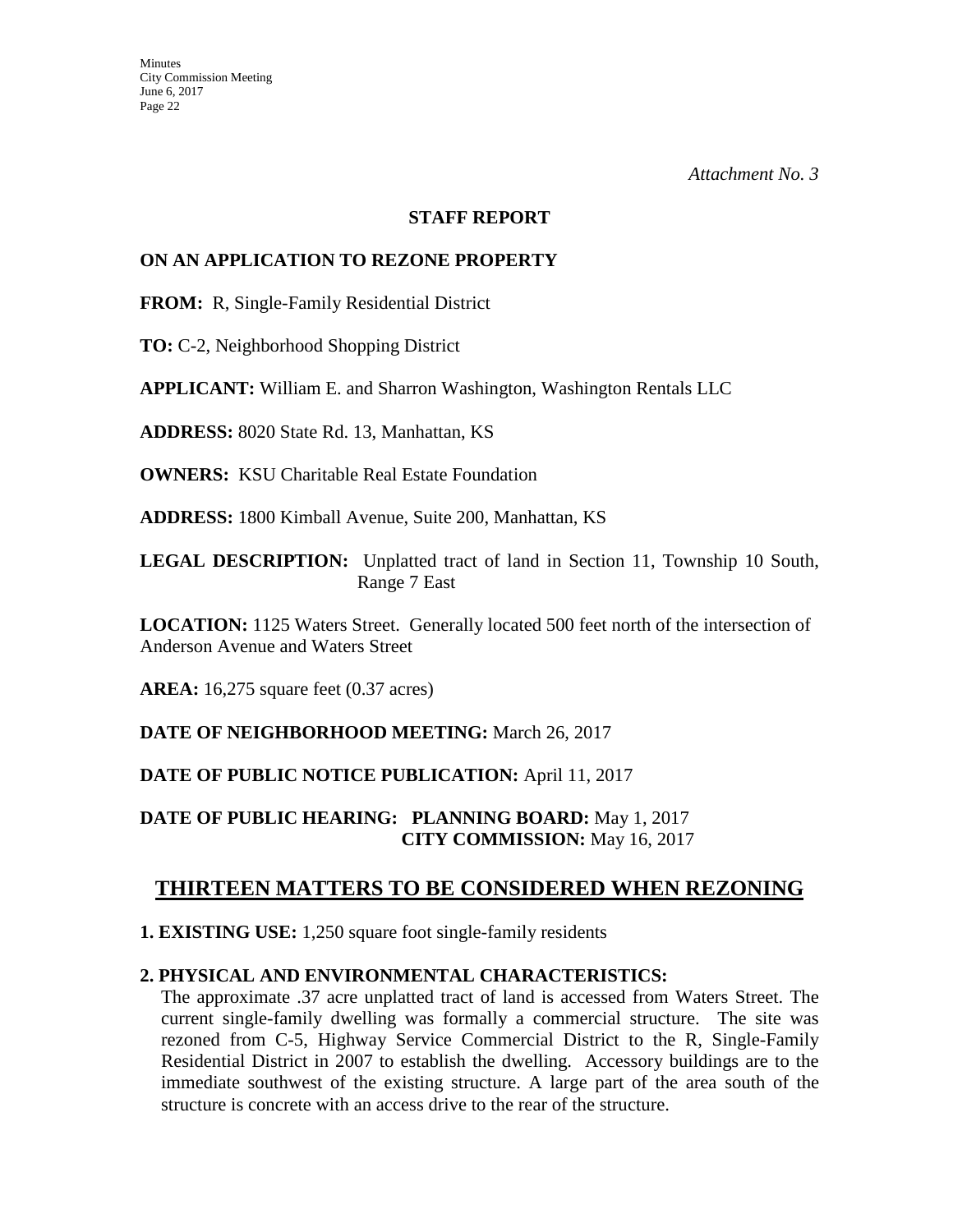*Attachment No. 3*

**STAFF REPORT**

**ON AN APPLICATION TO REZONE PROPERTY**

**FROM:** R, Single-Family Residential District

**TO:** C-2, Neighborhood Shopping District

**APPLICANT:** William E. and Sharron Washington, Washington Rentals LLC

**ADDRESS:** 8020 State Rd. 13, Manhattan, KS

**OWNERS:** KSU Charitable Real Estate Foundation

**ADDRESS:** 1800 Kimball Avenue, Suite 200, Manhattan, KS

**LEGAL DESCRIPTION:** Unplatted tract of land in Section 11, Township 10 South, Range 7 East

**LOCATION:** 1125 Waters Street. Generally located 500 feet north of the intersection of Anderson Avenue and Waters Street

**AREA:** 16,275 square feet (0.37 acres)

**DATE OF NEIGHBORHOOD MEETING:** March 26, 2017

**DATE OF PUBLIC NOTICE PUBLICATION:** April 11, 2017

**DATE OF PUBLIC HEARING: PLANNING BOARD:** May 1, 2017
**CITY COMMISSION:** May 16, 2017

## THIRTEEN MATTERS TO BE CONSIDERED WHEN REZONING

**1. EXISTING USE:** 1,250 square foot single-family residents

**2. PHYSICAL AND ENVIRONMENTAL CHARACTERISTICS:**

The approximate .37 acre unplatted tract of land is accessed from Waters Street. The current single-family dwelling was formally a commercial structure. The site was rezoned from C-5, Highway Service Commercial District to the R, Single-Family Residential District in 2007 to establish the dwelling. Accessory buildings are to the immediate southwest of the existing structure. A large part of the area south of the structure is concrete with an access drive to the rear of the structure.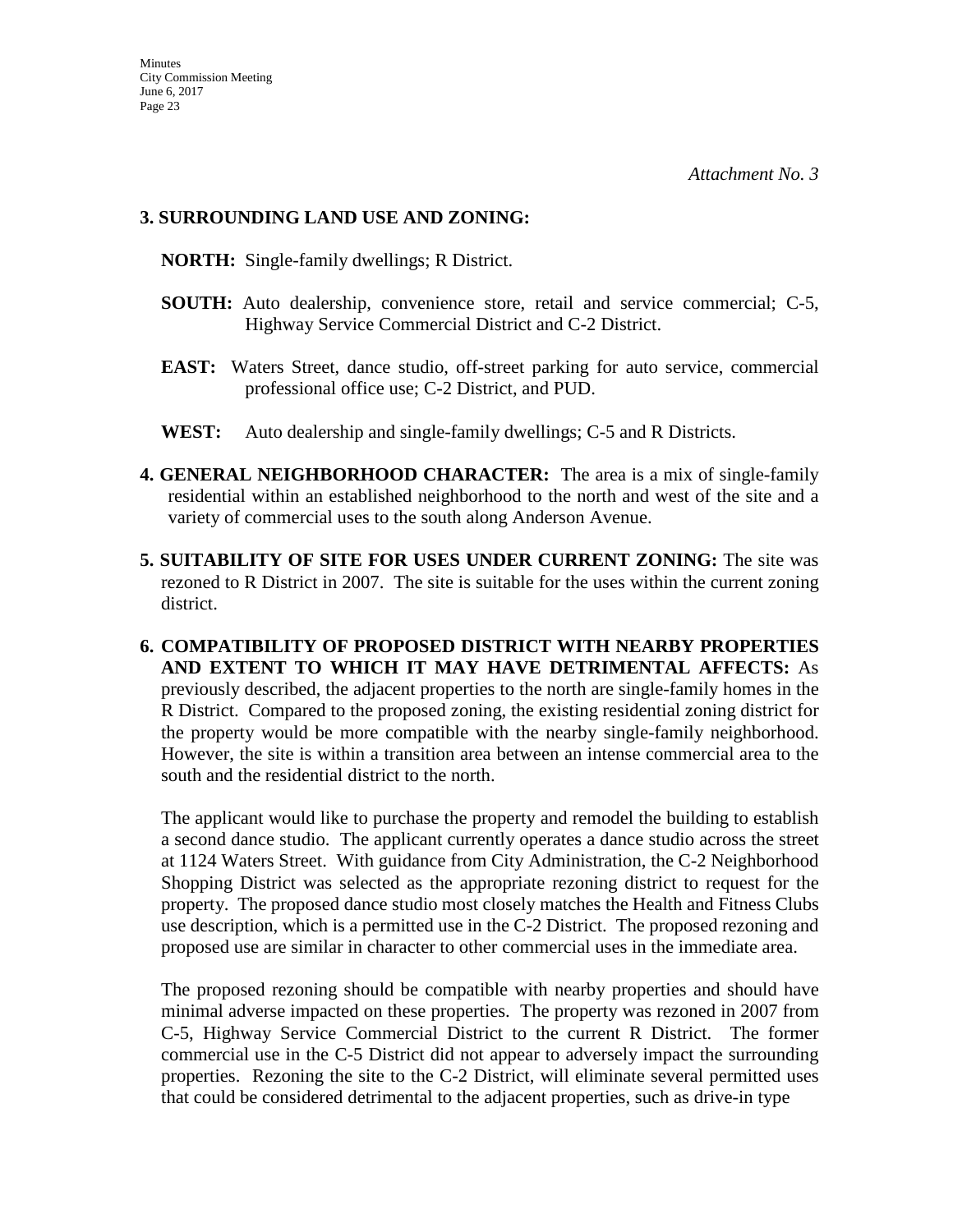*Attachment No. 3*

**3. SURROUNDING LAND USE AND ZONING:**

**NORTH:** Single-family dwellings; R District.

**SOUTH:** Auto dealership, convenience store, retail and service commercial; C-5, Highway Service Commercial District and C-2 District.

**EAST:** Waters Street, dance studio, off-street parking for auto service, commercial professional office use; C-2 District, and PUD.

**WEST:** Auto dealership and single-family dwellings; C-5 and R Districts.

**4. GENERAL NEIGHBORHOOD CHARACTER:** The area is a mix of single-family residential within an established neighborhood to the north and west of the site and a variety of commercial uses to the south along Anderson Avenue.

**5. SUITABILITY OF SITE FOR USES UNDER CURRENT ZONING:** The site was rezoned to R District in 2007. The site is suitable for the uses within the current zoning district.

**6. COMPATIBILITY OF PROPOSED DISTRICT WITH NEARBY PROPERTIES AND EXTENT TO WHICH IT MAY HAVE DETRIMENTAL AFFECTS:** As previously described, the adjacent properties to the north are single-family homes in the R District. Compared to the proposed zoning, the existing residential zoning district for the property would be more compatible with the nearby single-family neighborhood. However, the site is within a transition area between an intense commercial area to the south and the residential district to the north.

The applicant would like to purchase the property and remodel the building to establish a second dance studio. The applicant currently operates a dance studio across the street at 1124 Waters Street. With guidance from City Administration, the C-2 Neighborhood Shopping District was selected as the appropriate rezoning district to request for the property. The proposed dance studio most closely matches the Health and Fitness Clubs use description, which is a permitted use in the C-2 District. The proposed rezoning and proposed use are similar in character to other commercial uses in the immediate area.

The proposed rezoning should be compatible with nearby properties and should have minimal adverse impacted on these properties. The property was rezoned in 2007 from C-5, Highway Service Commercial District to the current R District. The former commercial use in the C-5 District did not appear to adversely impact the surrounding properties. Rezoning the site to the C-2 District, will eliminate several permitted uses that could be considered detrimental to the adjacent properties, such as drive-in type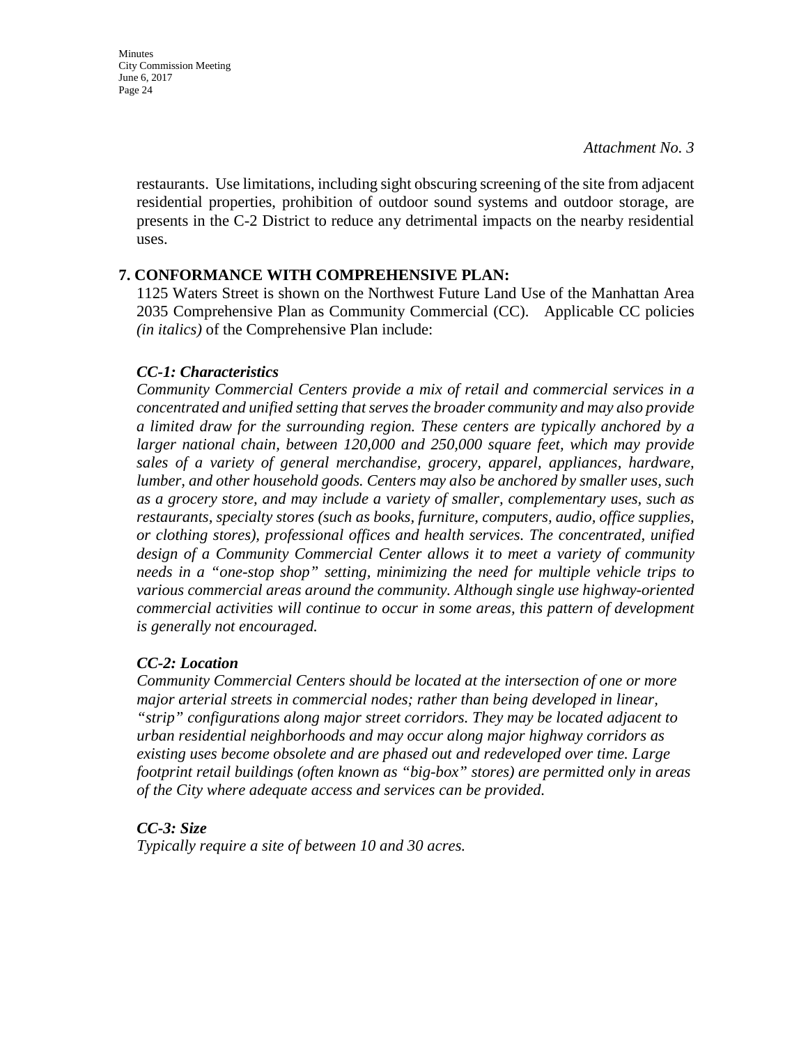*Attachment No. 3*

restaurants. Use limitations, including sight obscuring screening of the site from adjacent residential properties, prohibition of outdoor sound systems and outdoor storage, are presents in the C-2 District to reduce any detrimental impacts on the nearby residential uses.

**7. CONFORMANCE WITH COMPREHENSIVE PLAN:**

1125 Waters Street is shown on the Northwest Future Land Use of the Manhattan Area 2035 Comprehensive Plan as Community Commercial (CC). Applicable CC policies *(in italics)* of the Comprehensive Plan include:

***CC-1: Characteristics***

*Community Commercial Centers provide a mix of retail and commercial services in a concentrated and unified setting that serves the broader community and may also provide a limited draw for the surrounding region. These centers are typically anchored by a larger national chain, between 120,000 and 250,000 square feet, which may provide sales of a variety of general merchandise, grocery, apparel, appliances, hardware, lumber, and other household goods. Centers may also be anchored by smaller uses, such as a grocery store, and may include a variety of smaller, complementary uses, such as restaurants, specialty stores (such as books, furniture, computers, audio, office supplies, or clothing stores), professional offices and health services. The concentrated, unified design of a Community Commercial Center allows it to meet a variety of community needs in a "one-stop shop" setting, minimizing the need for multiple vehicle trips to various commercial areas around the community. Although single use highway-oriented commercial activities will continue to occur in some areas, this pattern of development is generally not encouraged.*

***CC-2: Location***

*Community Commercial Centers should be located at the intersection of one or more major arterial streets in commercial nodes; rather than being developed in linear, "strip" configurations along major street corridors. They may be located adjacent to urban residential neighborhoods and may occur along major highway corridors as existing uses become obsolete and are phased out and redeveloped over time. Large footprint retail buildings (often known as "big-box" stores) are permitted only in areas of the City where adequate access and services can be provided.*

***CC-3: Size***

*Typically require a site of between 10 and 30 acres.*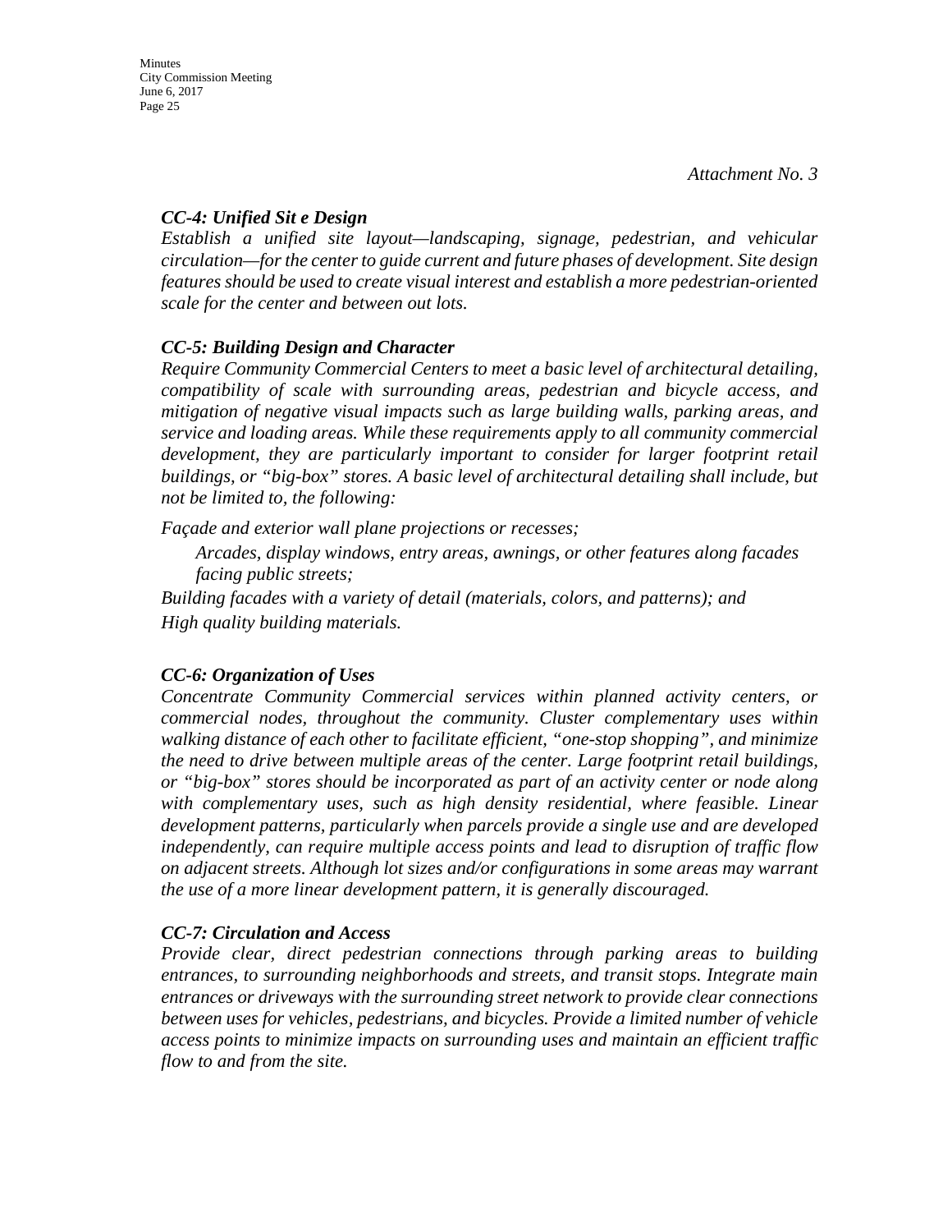*Attachment No. 3*

***CC-4: Unified Sit e Design***

*Establish a unified site layout—landscaping, signage, pedestrian, and vehicular circulation—for the center to guide current and future phases of development. Site design features should be used to create visual interest and establish a more pedestrian-oriented scale for the center and between out lots.*

***CC-5: Building Design and Character***

*Require Community Commercial Centers to meet a basic level of architectural detailing, compatibility of scale with surrounding areas, pedestrian and bicycle access, and mitigation of negative visual impacts such as large building walls, parking areas, and service and loading areas. While these requirements apply to all community commercial development, they are particularly important to consider for larger footprint retail buildings, or "big-box" stores. A basic level of architectural detailing shall include, but not be limited to, the following:*

*Façade and exterior wall plane projections or recesses;*

*Arcades, display windows, entry areas, awnings, or other features along facades facing public streets;*

*Building facades with a variety of detail (materials, colors, and patterns); and*

*High quality building materials.*

***CC-6: Organization of Uses***

*Concentrate Community Commercial services within planned activity centers, or commercial nodes, throughout the community. Cluster complementary uses within walking distance of each other to facilitate efficient, "one-stop shopping", and minimize the need to drive between multiple areas of the center. Large footprint retail buildings, or "big-box" stores should be incorporated as part of an activity center or node along with complementary uses, such as high density residential, where feasible. Linear development patterns, particularly when parcels provide a single use and are developed independently, can require multiple access points and lead to disruption of traffic flow on adjacent streets. Although lot sizes and/or configurations in some areas may warrant the use of a more linear development pattern, it is generally discouraged.*

***CC-7: Circulation and Access***

*Provide clear, direct pedestrian connections through parking areas to building entrances, to surrounding neighborhoods and streets, and transit stops. Integrate main entrances or driveways with the surrounding street network to provide clear connections between uses for vehicles, pedestrians, and bicycles. Provide a limited number of vehicle access points to minimize impacts on surrounding uses and maintain an efficient traffic flow to and from the site.*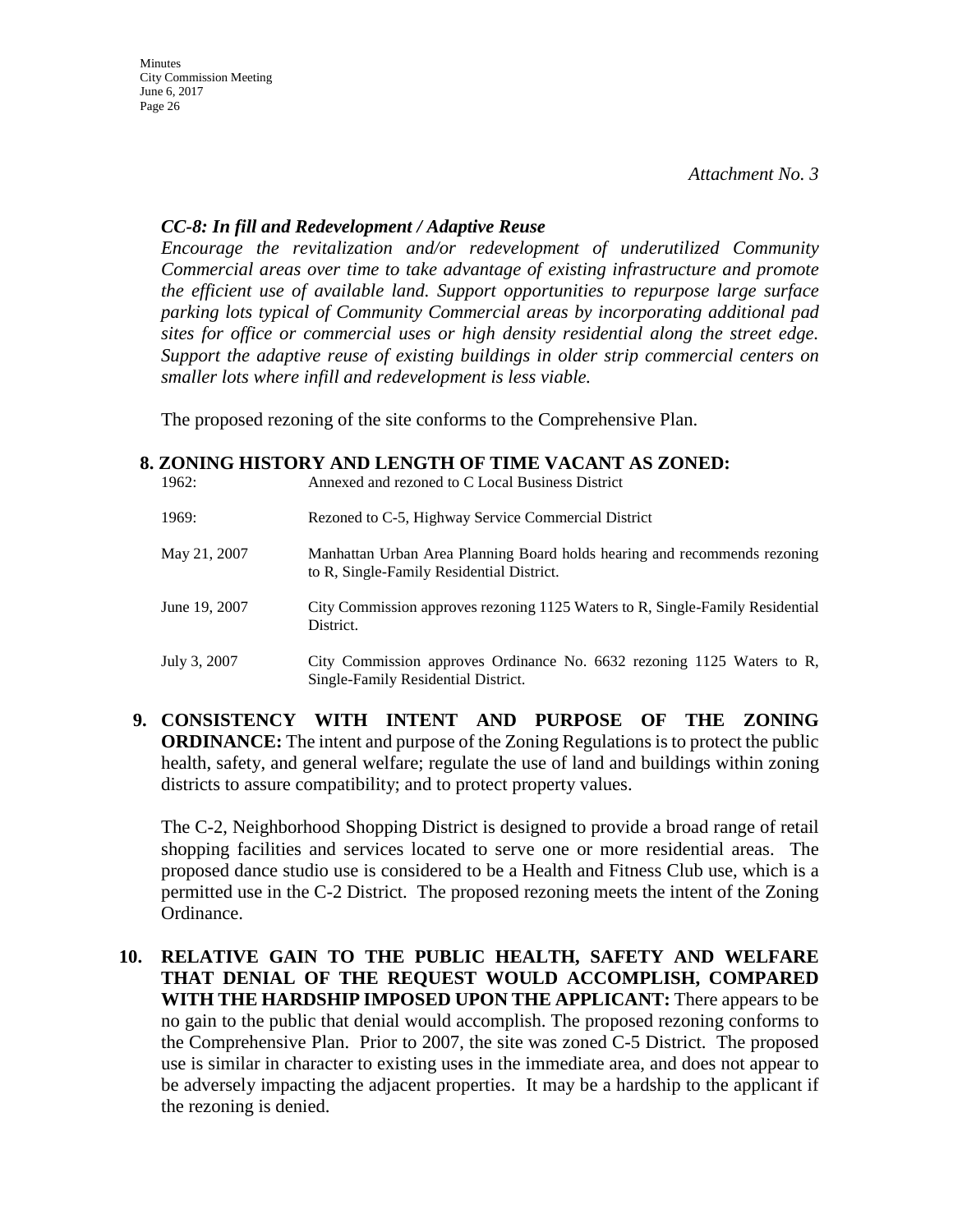*Attachment No. 3*

***CC-8: In fill and Redevelopment / Adaptive Reuse***

*Encourage the revitalization and/or redevelopment of underutilized Community Commercial areas over time to take advantage of existing infrastructure and promote the efficient use of available land. Support opportunities to repurpose large surface parking lots typical of Community Commercial areas by incorporating additional pad sites for office or commercial uses or high density residential along the street edge. Support the adaptive reuse of existing buildings in older strip commercial centers on smaller lots where infill and redevelopment is less viable.*

The proposed rezoning of the site conforms to the Comprehensive Plan.

**8. ZONING HISTORY AND LENGTH OF TIME VACANT AS ZONED:**

| | |
|---|---|
| 1962: | Annexed and rezoned to C Local Business District |
| 1969: | Rezoned to C-5, Highway Service Commercial District |
| May 21, 2007 | Manhattan Urban Area Planning Board holds hearing and recommends rezoning to R, Single-Family Residential District. |
| June 19, 2007 | City Commission approves rezoning 1125 Waters to R, Single-Family Residential District. |
| July 3, 2007 | City Commission approves Ordinance No. 6632 rezoning 1125 Waters to R, Single-Family Residential District. |

**9. CONSISTENCY WITH INTENT AND PURPOSE OF THE ZONING ORDINANCE:** The intent and purpose of the Zoning Regulations is to protect the public health, safety, and general welfare; regulate the use of land and buildings within zoning districts to assure compatibility; and to protect property values.

The C-2, Neighborhood Shopping District is designed to provide a broad range of retail shopping facilities and services located to serve one or more residential areas. The proposed dance studio use is considered to be a Health and Fitness Club use, which is a permitted use in the C-2 District. The proposed rezoning meets the intent of the Zoning Ordinance.

**10. RELATIVE GAIN TO THE PUBLIC HEALTH, SAFETY AND WELFARE THAT DENIAL OF THE REQUEST WOULD ACCOMPLISH, COMPARED WITH THE HARDSHIP IMPOSED UPON THE APPLICANT:** There appears to be no gain to the public that denial would accomplish. The proposed rezoning conforms to the Comprehensive Plan. Prior to 2007, the site was zoned C-5 District. The proposed use is similar in character to existing uses in the immediate area, and does not appear to be adversely impacting the adjacent properties. It may be a hardship to the applicant if the rezoning is denied.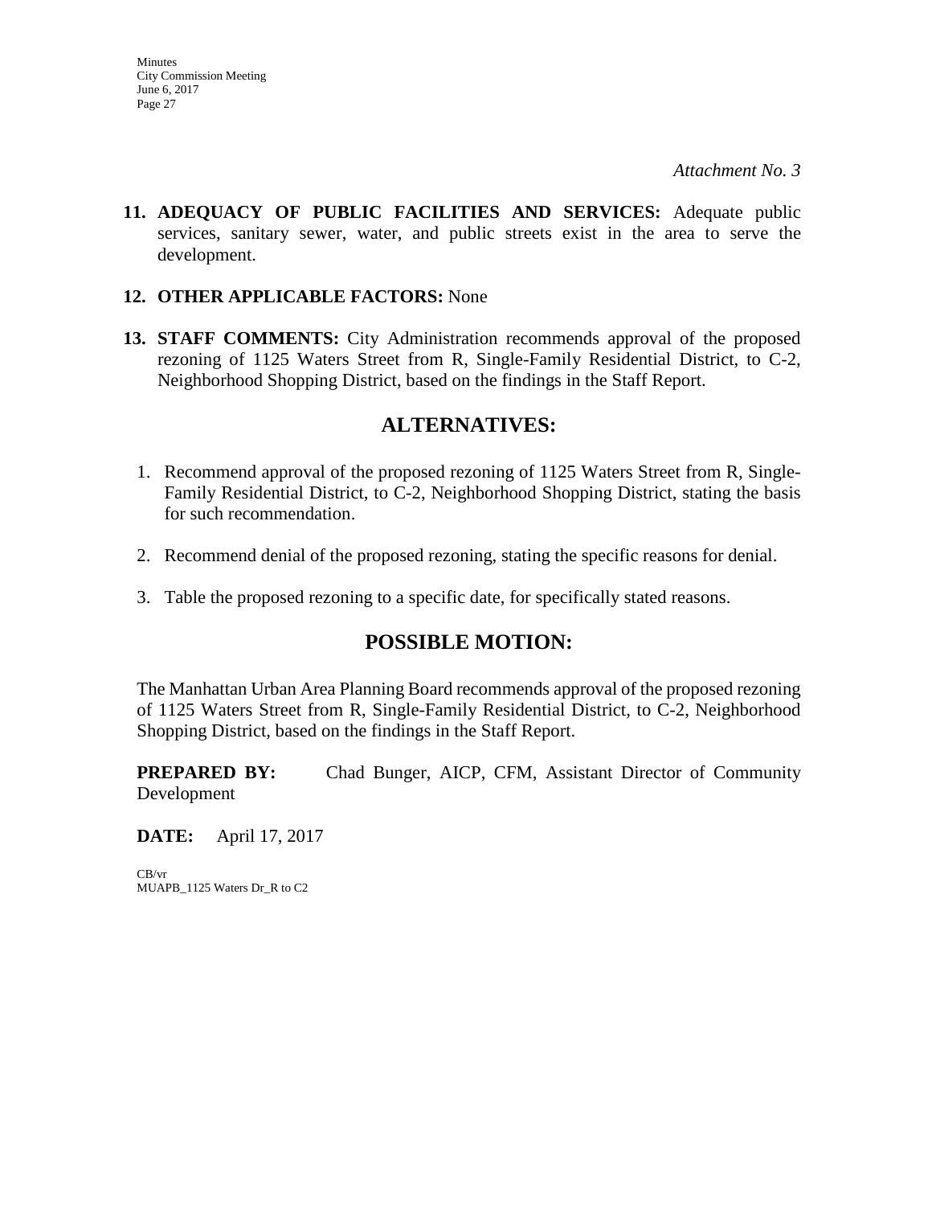*Attachment No. 3*

**11. ADEQUACY OF PUBLIC FACILITIES AND SERVICES:** Adequate public services, sanitary sewer, water, and public streets exist in the area to serve the development.

**12. OTHER APPLICABLE FACTORS:** None

**13. STAFF COMMENTS:** City Administration recommends approval of the proposed rezoning of 1125 Waters Street from R, Single-Family Residential District, to C-2, Neighborhood Shopping District, based on the findings in the Staff Report.

## ALTERNATIVES:

1. Recommend approval of the proposed rezoning of 1125 Waters Street from R, Single-Family Residential District, to C-2, Neighborhood Shopping District, stating the basis for such recommendation.
2. Recommend denial of the proposed rezoning, stating the specific reasons for denial.
3. Table the proposed rezoning to a specific date, for specifically stated reasons.

## POSSIBLE MOTION:

The Manhattan Urban Area Planning Board recommends approval of the proposed rezoning of 1125 Waters Street from R, Single-Family Residential District, to C-2, Neighborhood Shopping District, based on the findings in the Staff Report.

**PREPARED BY:** Chad Bunger, AICP, CFM, Assistant Director of Community Development

**DATE:** April 17, 2017

CB/vr
MUAPB_1125 Waters Dr_R to C2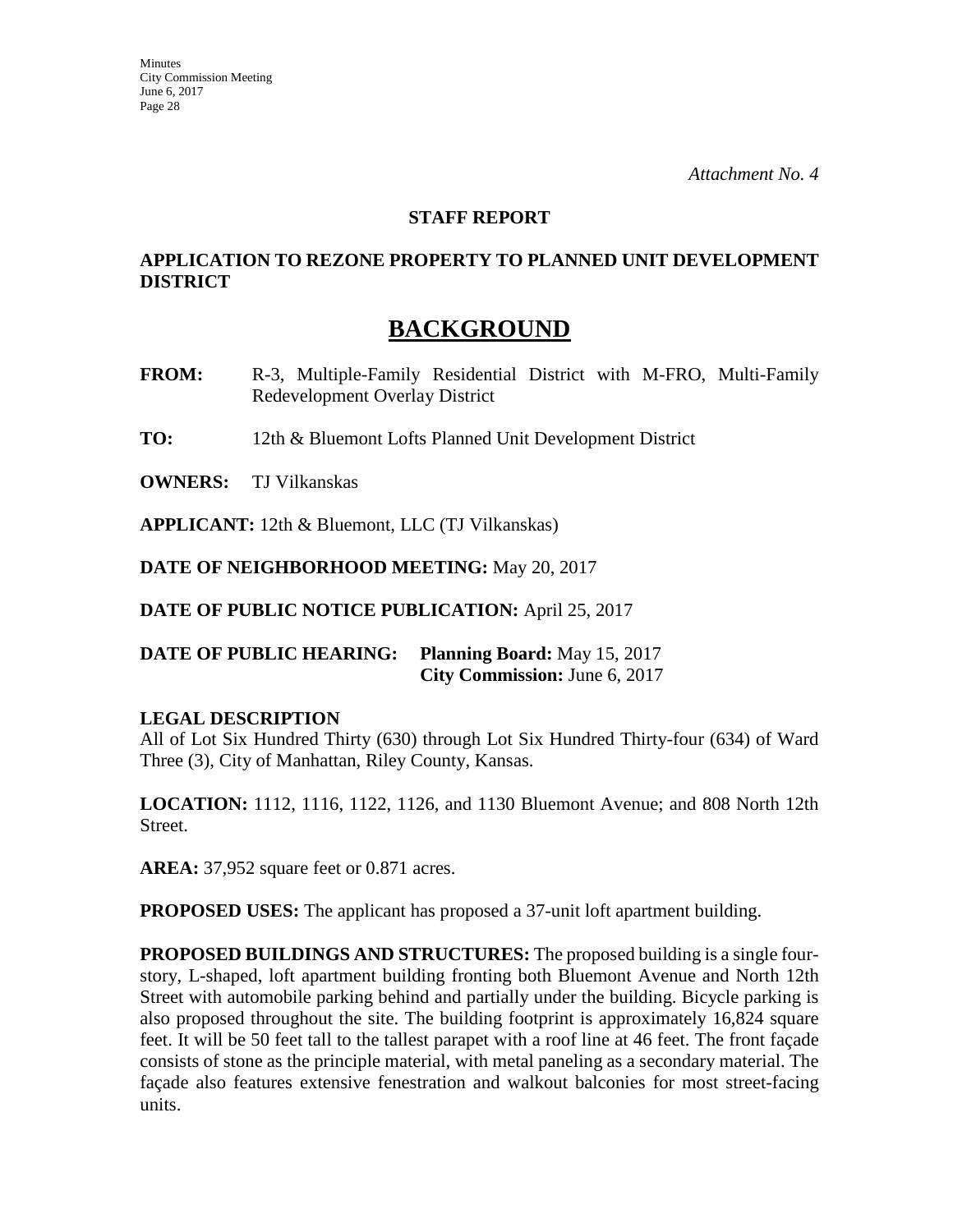*Attachment No. 4*

**STAFF REPORT**

**APPLICATION TO REZONE PROPERTY TO PLANNED UNIT DEVELOPMENT DISTRICT**

# BACKGROUND

**FROM:** R-3, Multiple-Family Residential District with M-FRO, Multi-Family Redevelopment Overlay District

**TO:** 12th & Bluemont Lofts Planned Unit Development District

**OWNERS:** TJ Vilkanskas

**APPLICANT:** 12th & Bluemont, LLC (TJ Vilkanskas)

**DATE OF NEIGHBORHOOD MEETING:** May 20, 2017

**DATE OF PUBLIC NOTICE PUBLICATION:** April 25, 2017

**DATE OF PUBLIC HEARING:** **Planning Board:** May 15, 2017
**City Commission:** June 6, 2017

**LEGAL DESCRIPTION**
All of Lot Six Hundred Thirty (630) through Lot Six Hundred Thirty-four (634) of Ward Three (3), City of Manhattan, Riley County, Kansas.

**LOCATION:** 1112, 1116, 1122, 1126, and 1130 Bluemont Avenue; and 808 North 12th Street.

**AREA:** 37,952 square feet or 0.871 acres.

**PROPOSED USES:** The applicant has proposed a 37-unit loft apartment building.

**PROPOSED BUILDINGS AND STRUCTURES:** The proposed building is a single four-story, L-shaped, loft apartment building fronting both Bluemont Avenue and North 12th Street with automobile parking behind and partially under the building. Bicycle parking is also proposed throughout the site. The building footprint is approximately 16,824 square feet. It will be 50 feet tall to the tallest parapet with a roof line at 46 feet. The front façade consists of stone as the principle material, with metal paneling as a secondary material. The façade also features extensive fenestration and walkout balconies for most street-facing units.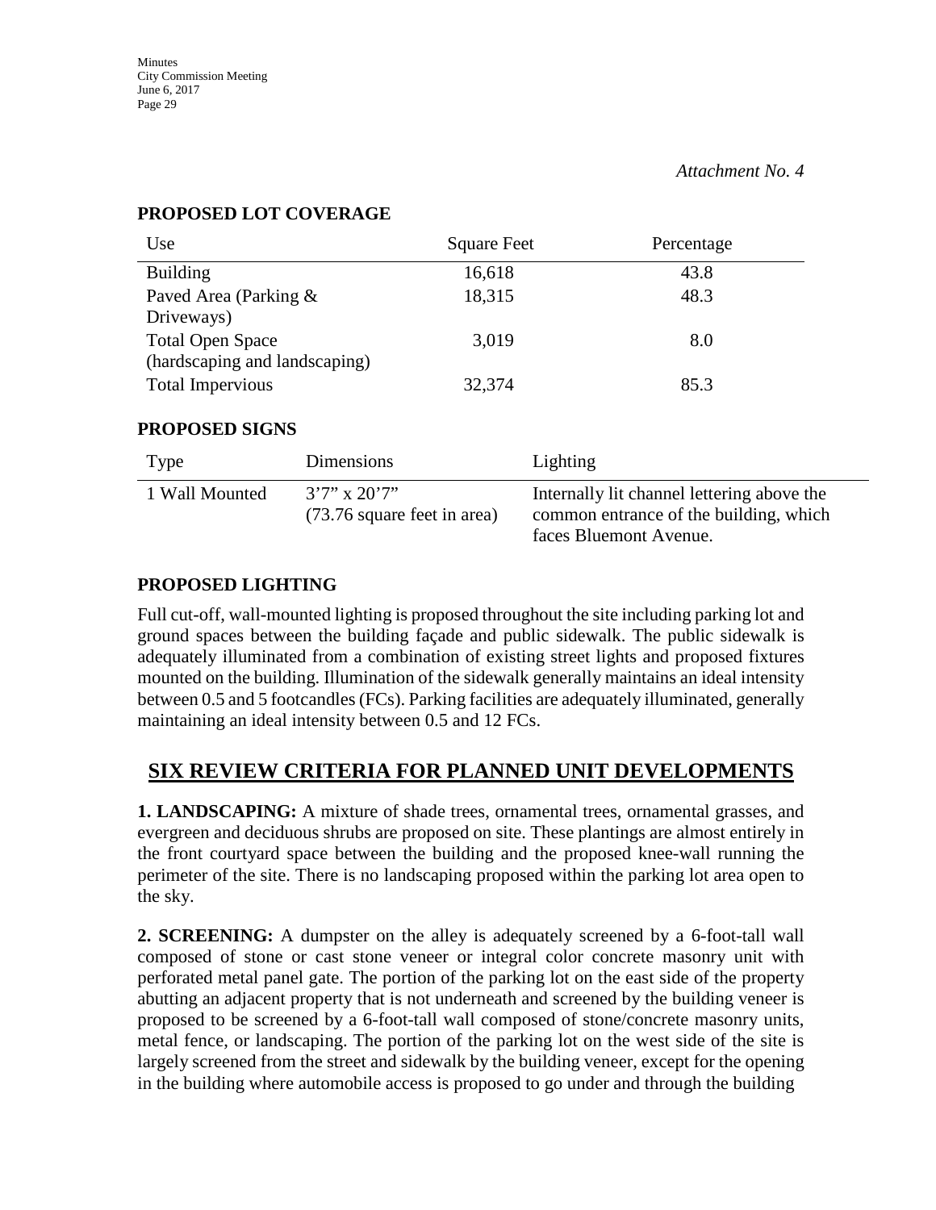*Attachment No. 4*

**PROPOSED LOT COVERAGE**

| Use | Square Feet | Percentage |
|---|---|---|
| Building | 16,618 | 43.8 |
| Paved Area (Parking & Driveways) | 18,315 | 48.3 |
| Total Open Space (hardscaping and landscaping) | 3,019 | 8.0 |
| Total Impervious | 32,374 | 85.3 |

**PROPOSED SIGNS**

| Type | Dimensions | Lighting |
|---|---|---|
| 1 Wall Mounted | 3'7" x 20'7" (73.76 square feet in area) | Internally lit channel lettering above the common entrance of the building, which faces Bluemont Avenue. |

**PROPOSED LIGHTING**

Full cut-off, wall-mounted lighting is proposed throughout the site including parking lot and ground spaces between the building façade and public sidewalk. The public sidewalk is adequately illuminated from a combination of existing street lights and proposed fixtures mounted on the building. Illumination of the sidewalk generally maintains an ideal intensity between 0.5 and 5 footcandles (FCs). Parking facilities are adequately illuminated, generally maintaining an ideal intensity between 0.5 and 12 FCs.

## SIX REVIEW CRITERIA FOR PLANNED UNIT DEVELOPMENTS

**1. LANDSCAPING:** A mixture of shade trees, ornamental trees, ornamental grasses, and evergreen and deciduous shrubs are proposed on site. These plantings are almost entirely in the front courtyard space between the building and the proposed knee-wall running the perimeter of the site. There is no landscaping proposed within the parking lot area open to the sky.

**2. SCREENING:** A dumpster on the alley is adequately screened by a 6-foot-tall wall composed of stone or cast stone veneer or integral color concrete masonry unit with perforated metal panel gate. The portion of the parking lot on the east side of the property abutting an adjacent property that is not underneath and screened by the building veneer is proposed to be screened by a 6-foot-tall wall composed of stone/concrete masonry units, metal fence, or landscaping. The portion of the parking lot on the west side of the site is largely screened from the street and sidewalk by the building veneer, except for the opening in the building where automobile access is proposed to go under and through the building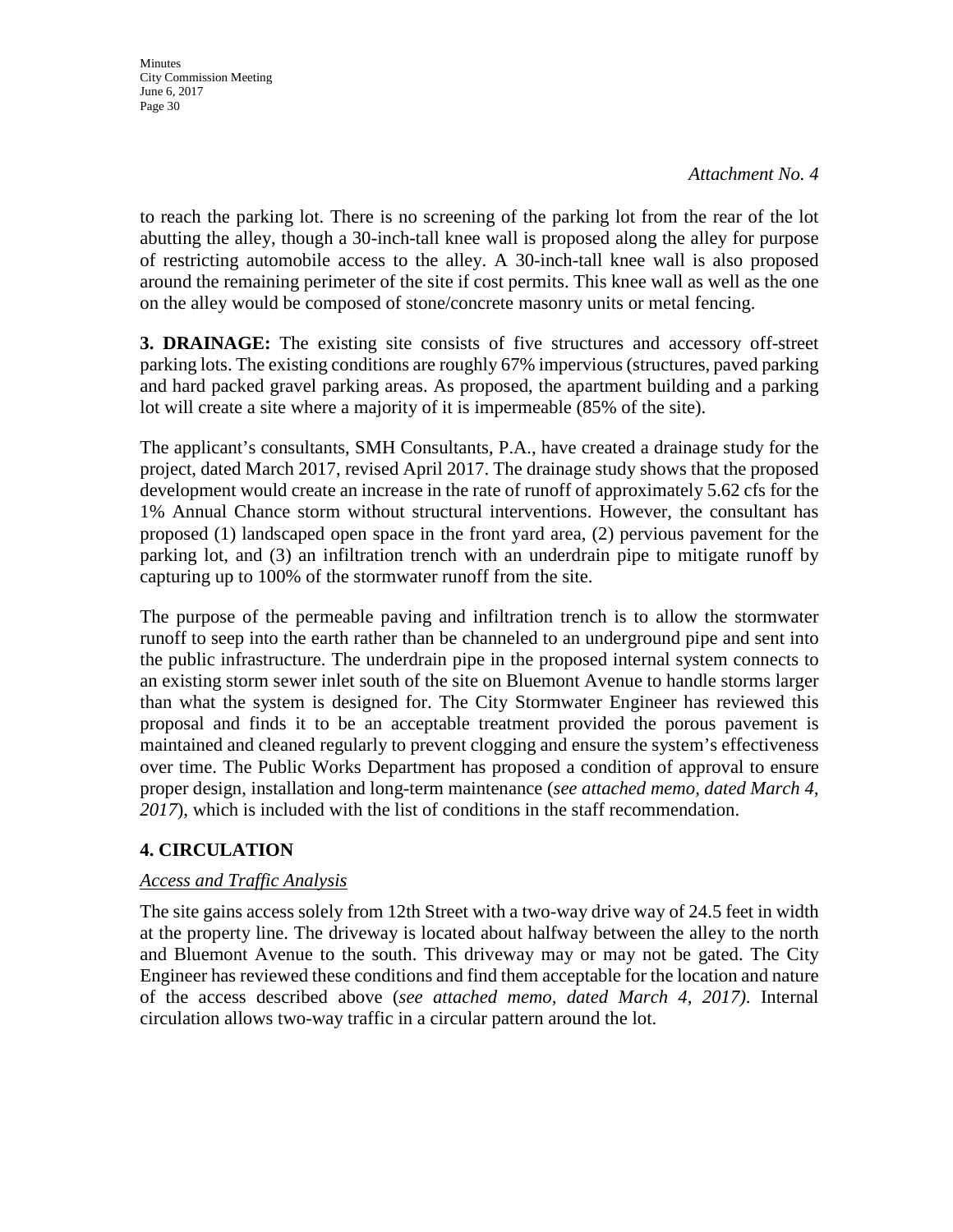*Attachment No. 4*

to reach the parking lot. There is no screening of the parking lot from the rear of the lot abutting the alley, though a 30-inch-tall knee wall is proposed along the alley for purpose of restricting automobile access to the alley. A 30-inch-tall knee wall is also proposed around the remaining perimeter of the site if cost permits. This knee wall as well as the one on the alley would be composed of stone/concrete masonry units or metal fencing.

**3. DRAINAGE:** The existing site consists of five structures and accessory off-street parking lots. The existing conditions are roughly 67% impervious (structures, paved parking and hard packed gravel parking areas. As proposed, the apartment building and a parking lot will create a site where a majority of it is impermeable (85% of the site).

The applicant's consultants, SMH Consultants, P.A., have created a drainage study for the project, dated March 2017, revised April 2017. The drainage study shows that the proposed development would create an increase in the rate of runoff of approximately 5.62 cfs for the 1% Annual Chance storm without structural interventions. However, the consultant has proposed (1) landscaped open space in the front yard area, (2) pervious pavement for the parking lot, and (3) an infiltration trench with an underdrain pipe to mitigate runoff by capturing up to 100% of the stormwater runoff from the site.

The purpose of the permeable paving and infiltration trench is to allow the stormwater runoff to seep into the earth rather than be channeled to an underground pipe and sent into the public infrastructure. The underdrain pipe in the proposed internal system connects to an existing storm sewer inlet south of the site on Bluemont Avenue to handle storms larger than what the system is designed for. The City Stormwater Engineer has reviewed this proposal and finds it to be an acceptable treatment provided the porous pavement is maintained and cleaned regularly to prevent clogging and ensure the system's effectiveness over time. The Public Works Department has proposed a condition of approval to ensure proper design, installation and long-term maintenance (*see attached memo, dated March 4, 2017*), which is included with the list of conditions in the staff recommendation.

## 4. CIRCULATION

*Access and Traffic Analysis*

The site gains access solely from 12th Street with a two-way drive way of 24.5 feet in width at the property line. The driveway is located about halfway between the alley to the north and Bluemont Avenue to the south. This driveway may or may not be gated. The City Engineer has reviewed these conditions and find them acceptable for the location and nature of the access described above (*see attached memo, dated March 4, 2017)*. Internal circulation allows two-way traffic in a circular pattern around the lot.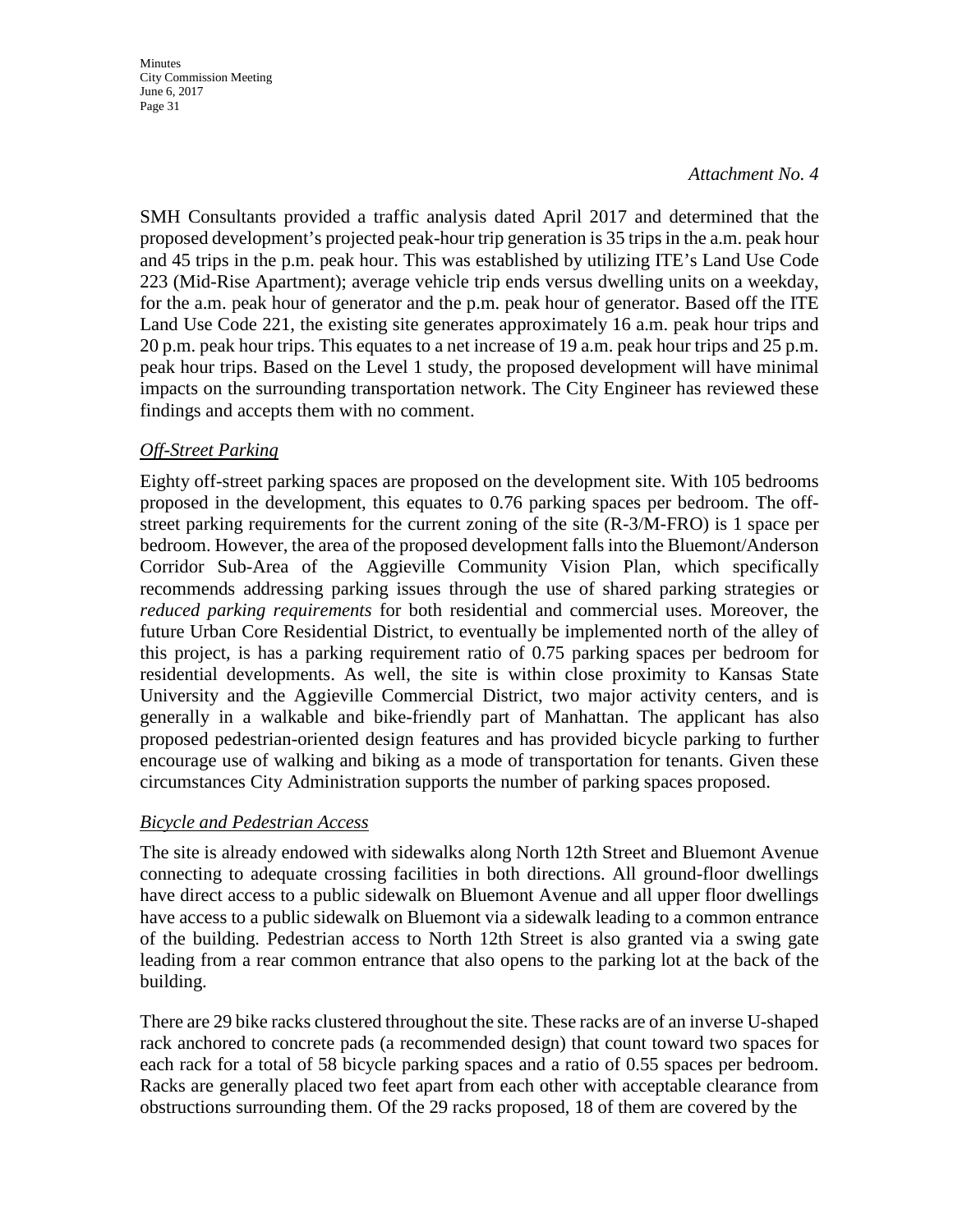*Attachment No. 4*

SMH Consultants provided a traffic analysis dated April 2017 and determined that the proposed development's projected peak-hour trip generation is 35 trips in the a.m. peak hour and 45 trips in the p.m. peak hour. This was established by utilizing ITE's Land Use Code 223 (Mid-Rise Apartment); average vehicle trip ends versus dwelling units on a weekday, for the a.m. peak hour of generator and the p.m. peak hour of generator. Based off the ITE Land Use Code 221, the existing site generates approximately 16 a.m. peak hour trips and 20 p.m. peak hour trips. This equates to a net increase of 19 a.m. peak hour trips and 25 p.m. peak hour trips. Based on the Level 1 study, the proposed development will have minimal impacts on the surrounding transportation network. The City Engineer has reviewed these findings and accepts them with no comment.

*Off-Street Parking*

Eighty off-street parking spaces are proposed on the development site. With 105 bedrooms proposed in the development, this equates to 0.76 parking spaces per bedroom. The off-street parking requirements for the current zoning of the site (R-3/M-FRO) is 1 space per bedroom. However, the area of the proposed development falls into the Bluemont/Anderson Corridor Sub-Area of the Aggieville Community Vision Plan, which specifically recommends addressing parking issues through the use of shared parking strategies or *reduced parking requirements* for both residential and commercial uses. Moreover, the future Urban Core Residential District, to eventually be implemented north of the alley of this project, is has a parking requirement ratio of 0.75 parking spaces per bedroom for residential developments. As well, the site is within close proximity to Kansas State University and the Aggieville Commercial District, two major activity centers, and is generally in a walkable and bike-friendly part of Manhattan. The applicant has also proposed pedestrian-oriented design features and has provided bicycle parking to further encourage use of walking and biking as a mode of transportation for tenants. Given these circumstances City Administration supports the number of parking spaces proposed.

*Bicycle and Pedestrian Access*

The site is already endowed with sidewalks along North 12th Street and Bluemont Avenue connecting to adequate crossing facilities in both directions. All ground-floor dwellings have direct access to a public sidewalk on Bluemont Avenue and all upper floor dwellings have access to a public sidewalk on Bluemont via a sidewalk leading to a common entrance of the building. Pedestrian access to North 12th Street is also granted via a swing gate leading from a rear common entrance that also opens to the parking lot at the back of the building.

There are 29 bike racks clustered throughout the site. These racks are of an inverse U-shaped rack anchored to concrete pads (a recommended design) that count toward two spaces for each rack for a total of 58 bicycle parking spaces and a ratio of 0.55 spaces per bedroom. Racks are generally placed two feet apart from each other with acceptable clearance from obstructions surrounding them. Of the 29 racks proposed, 18 of them are covered by the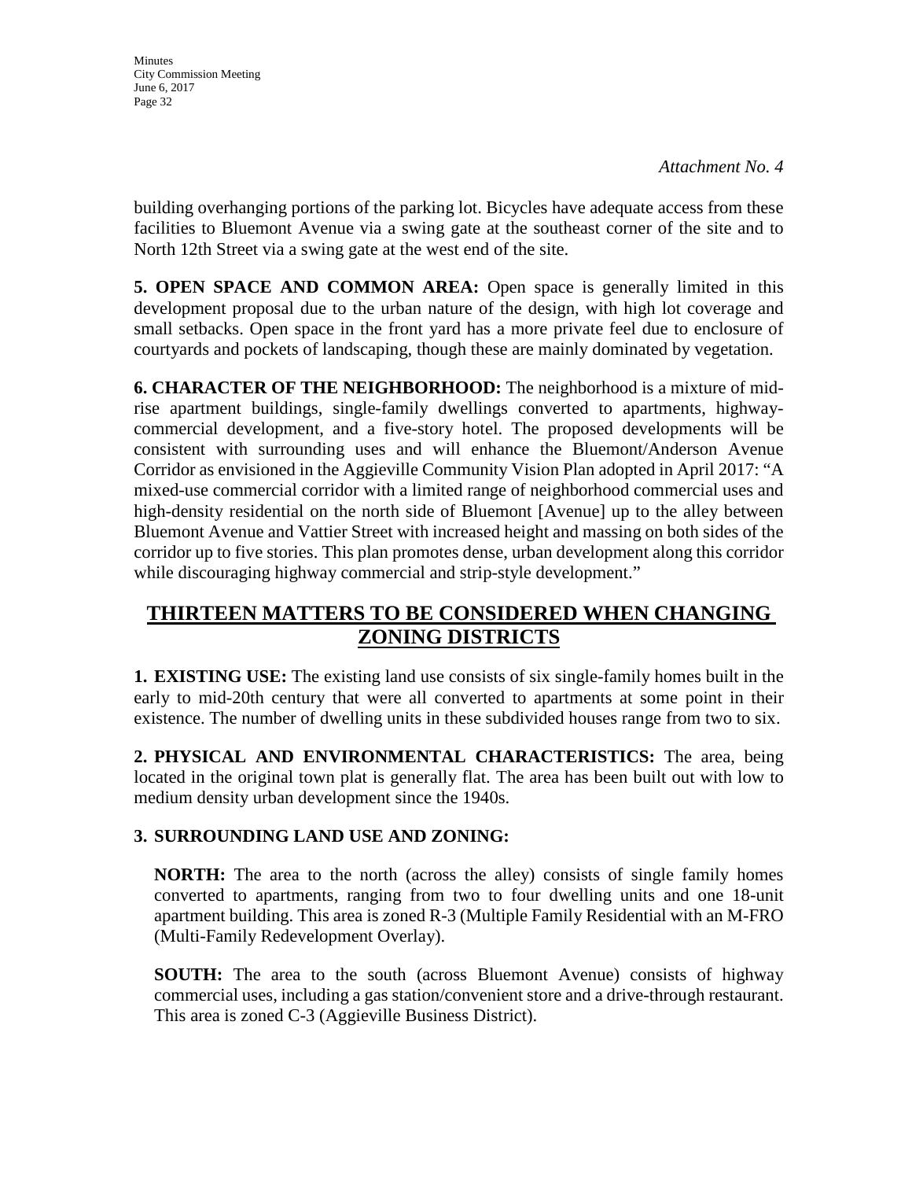*Attachment No. 4*

building overhanging portions of the parking lot. Bicycles have adequate access from these facilities to Bluemont Avenue via a swing gate at the southeast corner of the site and to North 12th Street via a swing gate at the west end of the site.

**5. OPEN SPACE AND COMMON AREA:** Open space is generally limited in this development proposal due to the urban nature of the design, with high lot coverage and small setbacks. Open space in the front yard has a more private feel due to enclosure of courtyards and pockets of landscaping, though these are mainly dominated by vegetation.

**6. CHARACTER OF THE NEIGHBORHOOD:** The neighborhood is a mixture of mid-rise apartment buildings, single-family dwellings converted to apartments, highway-commercial development, and a five-story hotel. The proposed developments will be consistent with surrounding uses and will enhance the Bluemont/Anderson Avenue Corridor as envisioned in the Aggieville Community Vision Plan adopted in April 2017: "A mixed-use commercial corridor with a limited range of neighborhood commercial uses and high-density residential on the north side of Bluemont [Avenue] up to the alley between Bluemont Avenue and Vattier Street with increased height and massing on both sides of the corridor up to five stories. This plan promotes dense, urban development along this corridor while discouraging highway commercial and strip-style development."

## THIRTEEN MATTERS TO BE CONSIDERED WHEN CHANGING ZONING DISTRICTS

**1. EXISTING USE:** The existing land use consists of six single-family homes built in the early to mid-20th century that were all converted to apartments at some point in their existence. The number of dwelling units in these subdivided houses range from two to six.

**2. PHYSICAL AND ENVIRONMENTAL CHARACTERISTICS:** The area, being located in the original town plat is generally flat. The area has been built out with low to medium density urban development since the 1940s.

**3. SURROUNDING LAND USE AND ZONING:**

**NORTH:** The area to the north (across the alley) consists of single family homes converted to apartments, ranging from two to four dwelling units and one 18-unit apartment building. This area is zoned R-3 (Multiple Family Residential with an M-FRO (Multi-Family Redevelopment Overlay).

**SOUTH:** The area to the south (across Bluemont Avenue) consists of highway commercial uses, including a gas station/convenient store and a drive-through restaurant. This area is zoned C-3 (Aggieville Business District).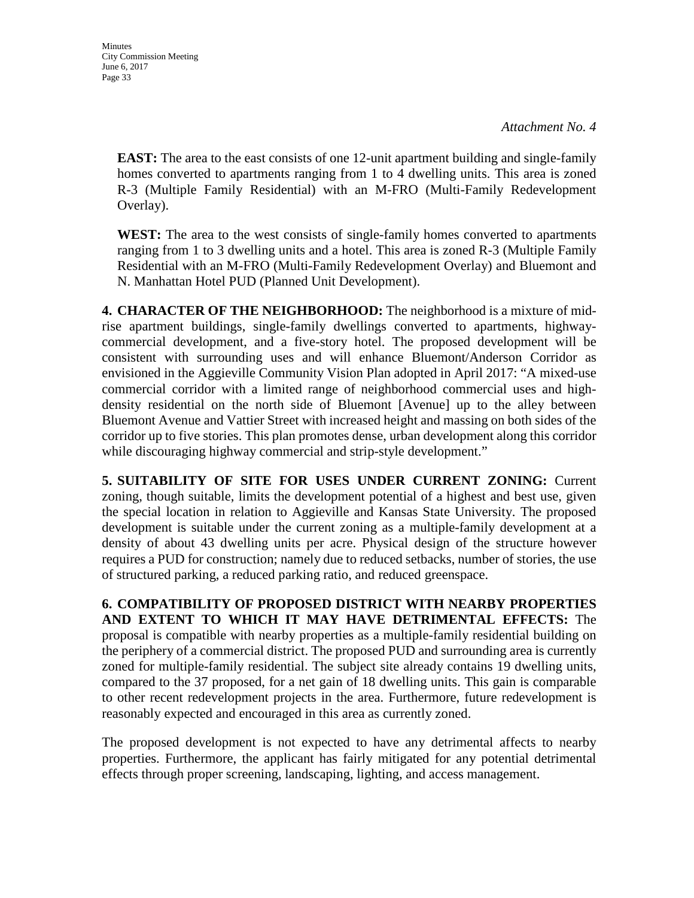*Attachment No. 4*

**EAST:** The area to the east consists of one 12-unit apartment building and single-family homes converted to apartments ranging from 1 to 4 dwelling units. This area is zoned R-3 (Multiple Family Residential) with an M-FRO (Multi-Family Redevelopment Overlay).

**WEST:** The area to the west consists of single-family homes converted to apartments ranging from 1 to 3 dwelling units and a hotel. This area is zoned R-3 (Multiple Family Residential with an M-FRO (Multi-Family Redevelopment Overlay) and Bluemont and N. Manhattan Hotel PUD (Planned Unit Development).

**4. CHARACTER OF THE NEIGHBORHOOD:** The neighborhood is a mixture of mid-rise apartment buildings, single-family dwellings converted to apartments, highway-commercial development, and a five-story hotel. The proposed development will be consistent with surrounding uses and will enhance Bluemont/Anderson Corridor as envisioned in the Aggieville Community Vision Plan adopted in April 2017: "A mixed-use commercial corridor with a limited range of neighborhood commercial uses and high-density residential on the north side of Bluemont [Avenue] up to the alley between Bluemont Avenue and Vattier Street with increased height and massing on both sides of the corridor up to five stories. This plan promotes dense, urban development along this corridor while discouraging highway commercial and strip-style development."

**5. SUITABILITY OF SITE FOR USES UNDER CURRENT ZONING:** Current zoning, though suitable, limits the development potential of a highest and best use, given the special location in relation to Aggieville and Kansas State University. The proposed development is suitable under the current zoning as a multiple-family development at a density of about 43 dwelling units per acre. Physical design of the structure however requires a PUD for construction; namely due to reduced setbacks, number of stories, the use of structured parking, a reduced parking ratio, and reduced greenspace.

**6. COMPATIBILITY OF PROPOSED DISTRICT WITH NEARBY PROPERTIES AND EXTENT TO WHICH IT MAY HAVE DETRIMENTAL EFFECTS:** The proposal is compatible with nearby properties as a multiple-family residential building on the periphery of a commercial district. The proposed PUD and surrounding area is currently zoned for multiple-family residential. The subject site already contains 19 dwelling units, compared to the 37 proposed, for a net gain of 18 dwelling units. This gain is comparable to other recent redevelopment projects in the area. Furthermore, future redevelopment is reasonably expected and encouraged in this area as currently zoned.

The proposed development is not expected to have any detrimental affects to nearby properties. Furthermore, the applicant has fairly mitigated for any potential detrimental effects through proper screening, landscaping, lighting, and access management.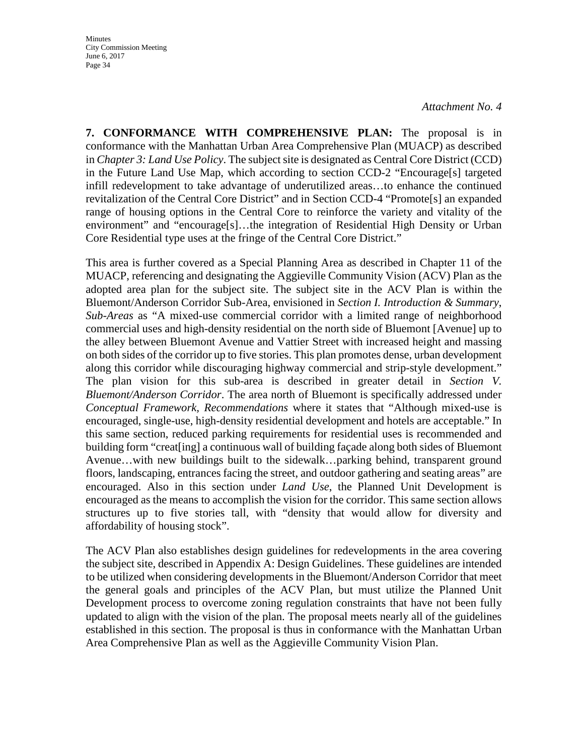*Attachment No. 4*

**7. CONFORMANCE WITH COMPREHENSIVE PLAN:** The proposal is in conformance with the Manhattan Urban Area Comprehensive Plan (MUACP) as described in *Chapter 3: Land Use Policy*. The subject site is designated as Central Core District (CCD) in the Future Land Use Map, which according to section CCD-2 "Encourage[s] targeted infill redevelopment to take advantage of underutilized areas…to enhance the continued revitalization of the Central Core District" and in Section CCD-4 "Promote[s] an expanded range of housing options in the Central Core to reinforce the variety and vitality of the environment" and "encourage[s]…the integration of Residential High Density or Urban Core Residential type uses at the fringe of the Central Core District."

This area is further covered as a Special Planning Area as described in Chapter 11 of the MUACP, referencing and designating the Aggieville Community Vision (ACV) Plan as the adopted area plan for the subject site. The subject site in the ACV Plan is within the Bluemont/Anderson Corridor Sub-Area, envisioned in *Section I. Introduction & Summary*, *Sub-Areas* as "A mixed-use commercial corridor with a limited range of neighborhood commercial uses and high-density residential on the north side of Bluemont [Avenue] up to the alley between Bluemont Avenue and Vattier Street with increased height and massing on both sides of the corridor up to five stories. This plan promotes dense, urban development along this corridor while discouraging highway commercial and strip-style development." The plan vision for this sub-area is described in greater detail in *Section V. Bluemont/Anderson Corridor*. The area north of Bluemont is specifically addressed under *Conceptual Framework*, *Recommendations* where it states that "Although mixed-use is encouraged, single-use, high-density residential development and hotels are acceptable." In this same section, reduced parking requirements for residential uses is recommended and building form "creat[ing] a continuous wall of building façade along both sides of Bluemont Avenue…with new buildings built to the sidewalk…parking behind, transparent ground floors, landscaping, entrances facing the street, and outdoor gathering and seating areas" are encouraged. Also in this section under *Land Use*, the Planned Unit Development is encouraged as the means to accomplish the vision for the corridor. This same section allows structures up to five stories tall, with "density that would allow for diversity and affordability of housing stock".

The ACV Plan also establishes design guidelines for redevelopments in the area covering the subject site, described in Appendix A: Design Guidelines. These guidelines are intended to be utilized when considering developments in the Bluemont/Anderson Corridor that meet the general goals and principles of the ACV Plan, but must utilize the Planned Unit Development process to overcome zoning regulation constraints that have not been fully updated to align with the vision of the plan. The proposal meets nearly all of the guidelines established in this section. The proposal is thus in conformance with the Manhattan Urban Area Comprehensive Plan as well as the Aggieville Community Vision Plan.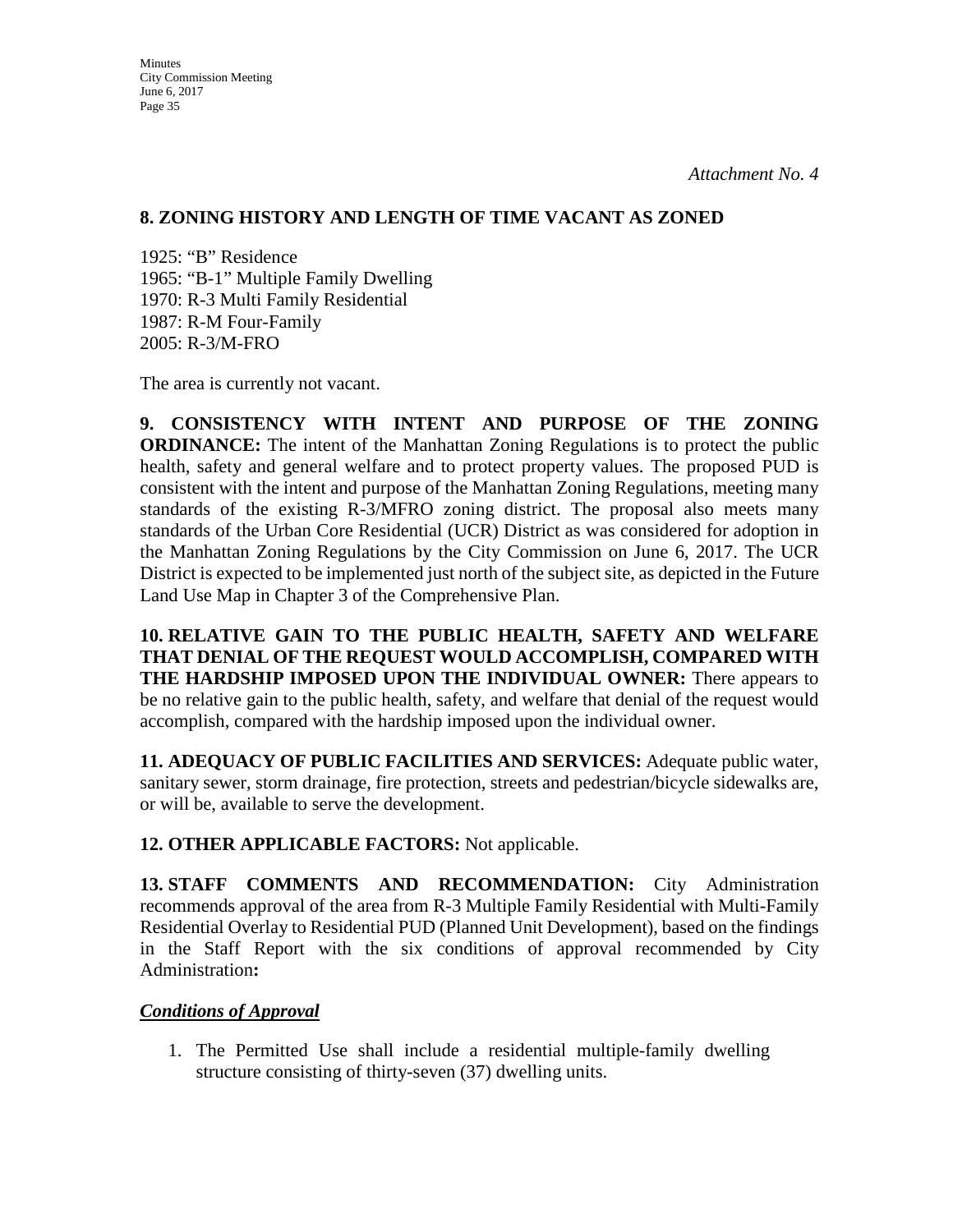*Attachment No. 4*

**8. ZONING HISTORY AND LENGTH OF TIME VACANT AS ZONED**

1925: "B" Residence
1965: "B-1" Multiple Family Dwelling
1970: R-3 Multi Family Residential
1987: R-M Four-Family
2005: R-3/M-FRO

The area is currently not vacant.

**9. CONSISTENCY WITH INTENT AND PURPOSE OF THE ZONING ORDINANCE:** The intent of the Manhattan Zoning Regulations is to protect the public health, safety and general welfare and to protect property values. The proposed PUD is consistent with the intent and purpose of the Manhattan Zoning Regulations, meeting many standards of the existing R-3/MFRO zoning district. The proposal also meets many standards of the Urban Core Residential (UCR) District as was considered for adoption in the Manhattan Zoning Regulations by the City Commission on June 6, 2017. The UCR District is expected to be implemented just north of the subject site, as depicted in the Future Land Use Map in Chapter 3 of the Comprehensive Plan.

**10. RELATIVE GAIN TO THE PUBLIC HEALTH, SAFETY AND WELFARE THAT DENIAL OF THE REQUEST WOULD ACCOMPLISH, COMPARED WITH THE HARDSHIP IMPOSED UPON THE INDIVIDUAL OWNER:** There appears to be no relative gain to the public health, safety, and welfare that denial of the request would accomplish, compared with the hardship imposed upon the individual owner.

**11. ADEQUACY OF PUBLIC FACILITIES AND SERVICES:** Adequate public water, sanitary sewer, storm drainage, fire protection, streets and pedestrian/bicycle sidewalks are, or will be, available to serve the development.

**12. OTHER APPLICABLE FACTORS:** Not applicable.

**13. STAFF COMMENTS AND RECOMMENDATION:** City Administration recommends approval of the area from R-3 Multiple Family Residential with Multi-Family Residential Overlay to Residential PUD (Planned Unit Development), based on the findings in the Staff Report with the six conditions of approval recommended by City Administration**:**

***Conditions of Approval***

1. The Permitted Use shall include a residential multiple-family dwelling structure consisting of thirty-seven (37) dwelling units.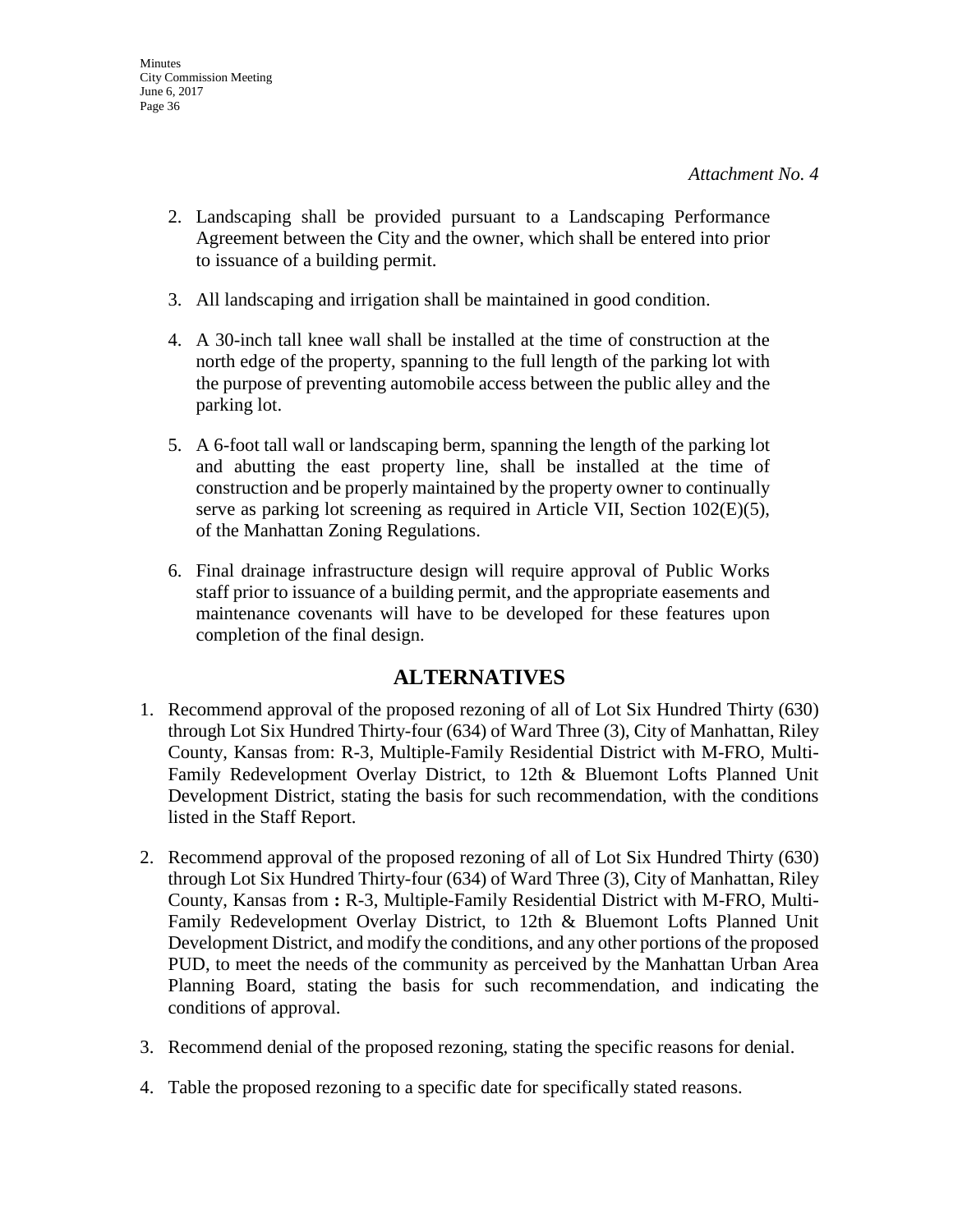*Attachment No. 4*

2. Landscaping shall be provided pursuant to a Landscaping Performance Agreement between the City and the owner, which shall be entered into prior to issuance of a building permit.

3. All landscaping and irrigation shall be maintained in good condition.

4. A 30-inch tall knee wall shall be installed at the time of construction at the north edge of the property, spanning to the full length of the parking lot with the purpose of preventing automobile access between the public alley and the parking lot.

5. A 6-foot tall wall or landscaping berm, spanning the length of the parking lot and abutting the east property line, shall be installed at the time of construction and be properly maintained by the property owner to continually serve as parking lot screening as required in Article VII, Section 102(E)(5), of the Manhattan Zoning Regulations.

6. Final drainage infrastructure design will require approval of Public Works staff prior to issuance of a building permit, and the appropriate easements and maintenance covenants will have to be developed for these features upon completion of the final design.

## ALTERNATIVES

1. Recommend approval of the proposed rezoning of all of Lot Six Hundred Thirty (630) through Lot Six Hundred Thirty-four (634) of Ward Three (3), City of Manhattan, Riley County, Kansas from: R-3, Multiple-Family Residential District with M-FRO, Multi-Family Redevelopment Overlay District, to 12th & Bluemont Lofts Planned Unit Development District, stating the basis for such recommendation, with the conditions listed in the Staff Report.

2. Recommend approval of the proposed rezoning of all of Lot Six Hundred Thirty (630) through Lot Six Hundred Thirty-four (634) of Ward Three (3), City of Manhattan, Riley County, Kansas from **:** R-3, Multiple-Family Residential District with M-FRO, Multi-Family Redevelopment Overlay District, to 12th & Bluemont Lofts Planned Unit Development District, and modify the conditions, and any other portions of the proposed PUD, to meet the needs of the community as perceived by the Manhattan Urban Area Planning Board, stating the basis for such recommendation, and indicating the conditions of approval.

3. Recommend denial of the proposed rezoning, stating the specific reasons for denial.

4. Table the proposed rezoning to a specific date for specifically stated reasons.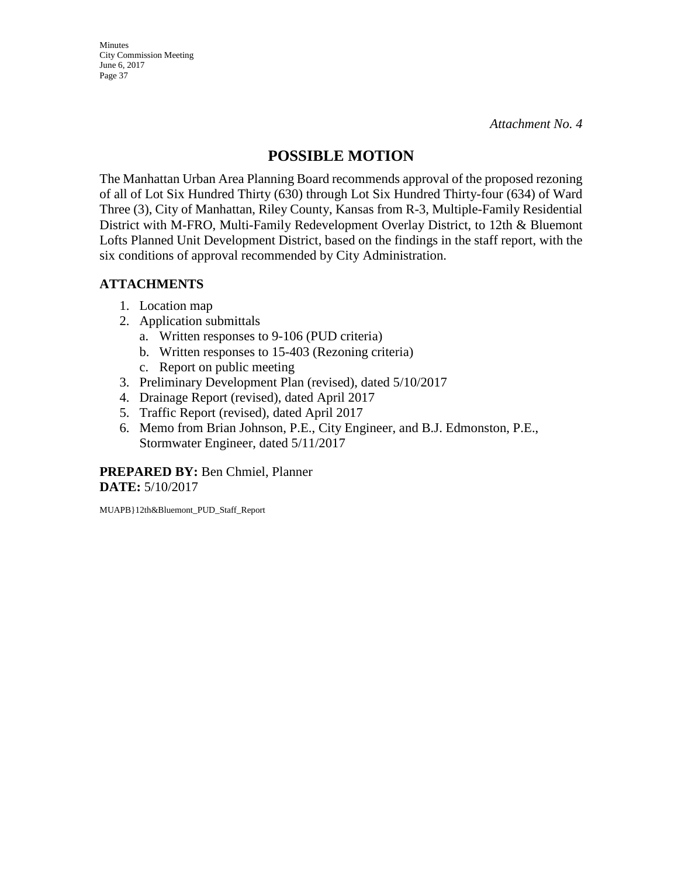*Attachment No. 4*

## POSSIBLE MOTION

The Manhattan Urban Area Planning Board recommends approval of the proposed rezoning of all of Lot Six Hundred Thirty (630) through Lot Six Hundred Thirty-four (634) of Ward Three (3), City of Manhattan, Riley County, Kansas from R-3, Multiple-Family Residential District with M-FRO, Multi-Family Redevelopment Overlay District, to 12th & Bluemont Lofts Planned Unit Development District, based on the findings in the staff report, with the six conditions of approval recommended by City Administration.

### ATTACHMENTS

1. Location map
2. Application submittals
   a. Written responses to 9-106 (PUD criteria)
   b. Written responses to 15-403 (Rezoning criteria)
   c. Report on public meeting
3. Preliminary Development Plan (revised), dated 5/10/2017
4. Drainage Report (revised), dated April 2017
5. Traffic Report (revised), dated April 2017
6. Memo from Brian Johnson, P.E., City Engineer, and B.J. Edmonston, P.E., Stormwater Engineer, dated 5/11/2017

**PREPARED BY:** Ben Chmiel, Planner
**DATE:** 5/10/2017

MUAPB}12th&Bluemont_PUD_Staff_Report